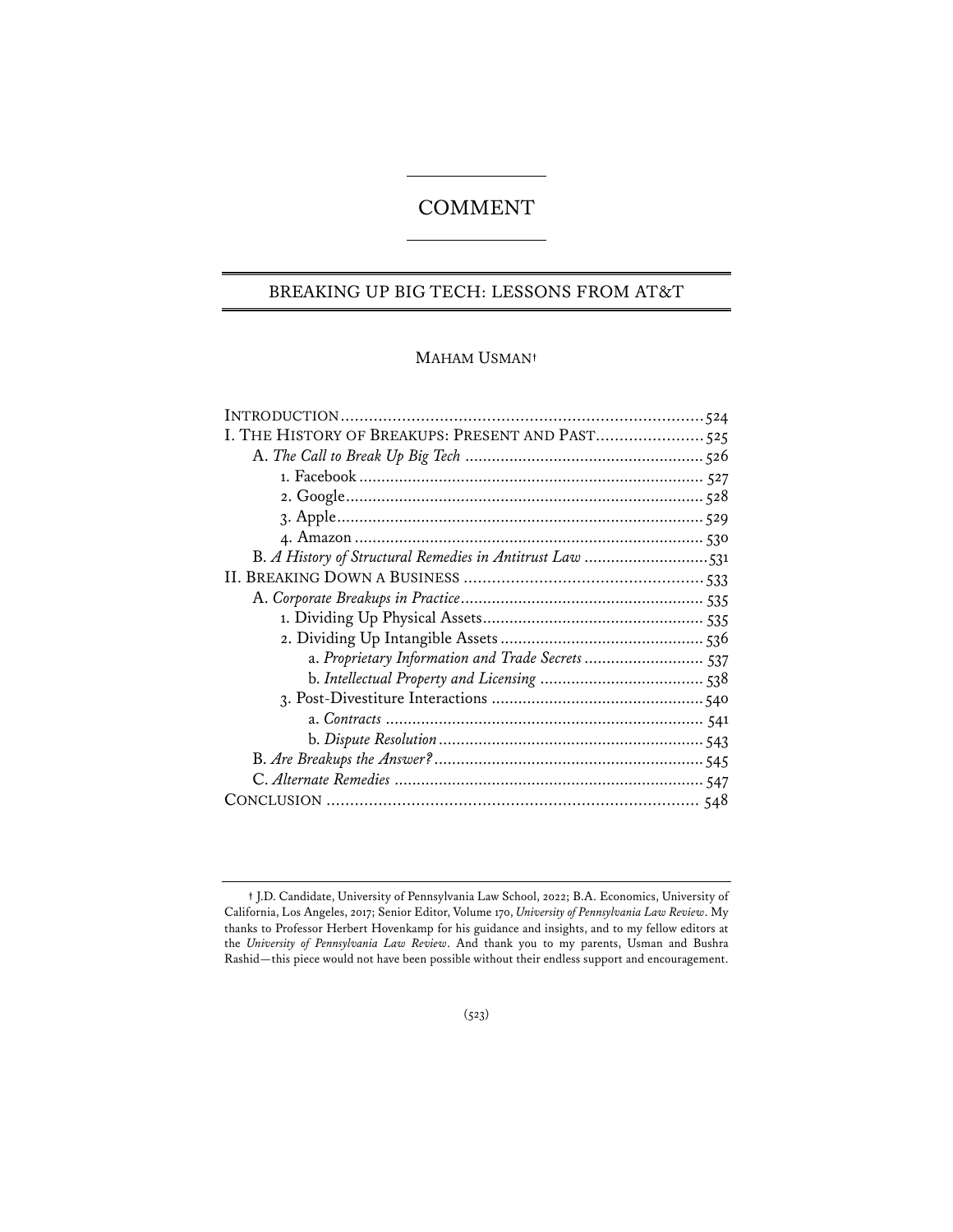# COMMENT

## BREAKING UP BIG TECH: LESSONS FROM AT&T

MAHAM USMAN†

| | |
|---|---|
| INTRODUCTION | 524 |
| I. THE HISTORY OF BREAKUPS: PRESENT AND PAST | 525 |
| A. *The Call to Break Up Big Tech* | 526 |
| 1. Facebook | 527 |
| 2. Google | 528 |
| 3. Apple | 529 |
| 4. Amazon | 530 |
| B. *A History of Structural Remedies in Antitrust Law* | 531 |
| II. BREAKING DOWN A BUSINESS | 533 |
| A. *Corporate Breakups in Practice* | 535 |
| 1. Dividing Up Physical Assets | 535 |
| 2. Dividing Up Intangible Assets | 536 |
| a. *Proprietary Information and Trade Secrets* | 537 |
| b. *Intellectual Property and Licensing* | 538 |
| 3. Post-Divestiture Interactions | 540 |
| a. *Contracts* | 541 |
| b. *Dispute Resolution* | 543 |
| B. *Are Breakups the Answer?* | 545 |
| C. *Alternate Remedies* | 547 |
| CONCLUSION | 548 |

† J.D. Candidate, University of Pennsylvania Law School, 2022; B.A. Economics, University of California, Los Angeles, 2017; Senior Editor, Volume 170, *University of Pennsylvania Law Review*. My thanks to Professor Herbert Hovenkamp for his guidance and insights, and to my fellow editors at the *University of Pennsylvania Law Review*. And thank you to my parents, Usman and Bushra Rashid—this piece would not have been possible without their endless support and encouragement.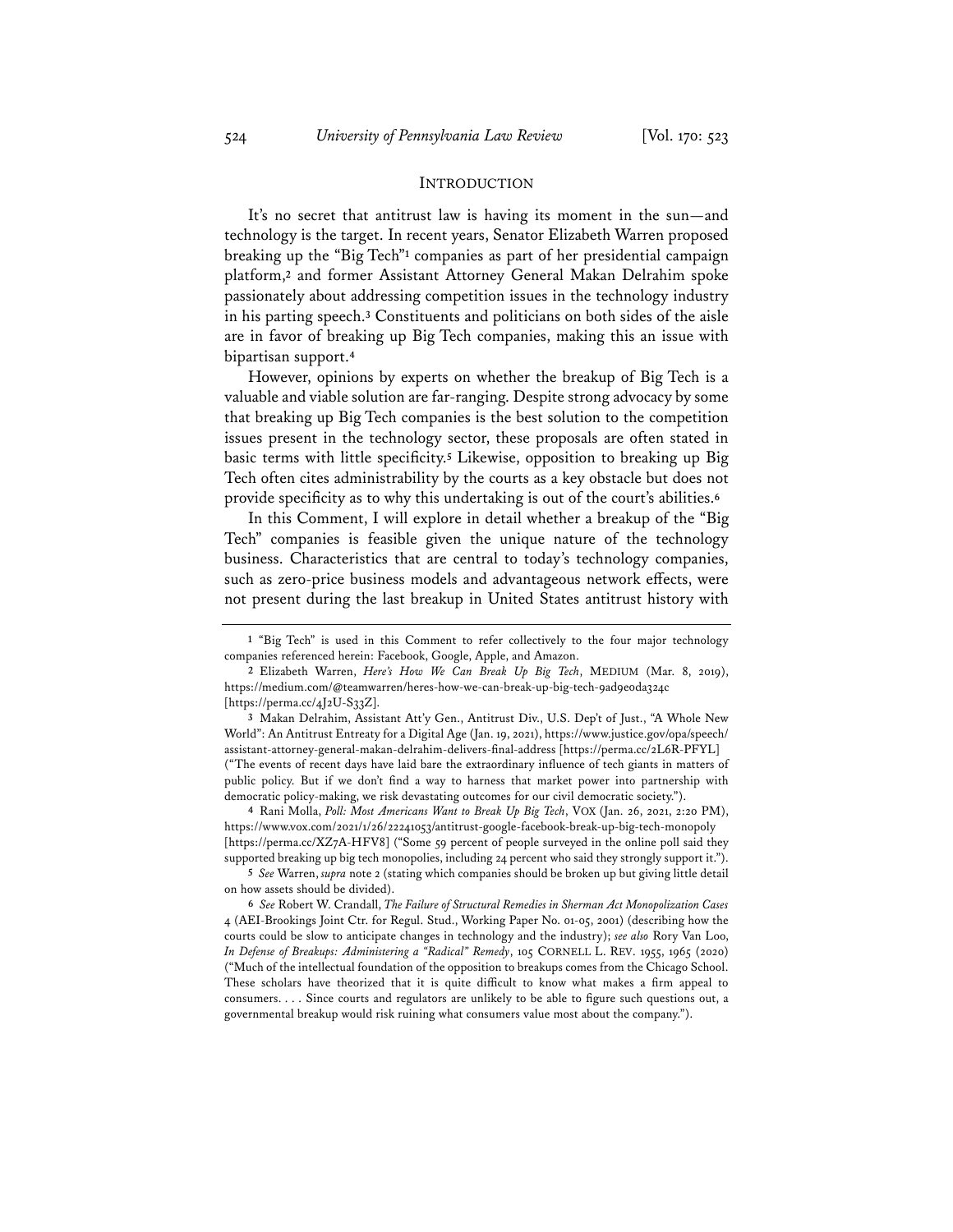## INTRODUCTION

It's no secret that antitrust law is having its moment in the sun—and technology is the target. In recent years, Senator Elizabeth Warren proposed breaking up the "Big Tech"[1] companies as part of her presidential campaign platform,[2] and former Assistant Attorney General Makan Delrahim spoke passionately about addressing competition issues in the technology industry in his parting speech.[3] Constituents and politicians on both sides of the aisle are in favor of breaking up Big Tech companies, making this an issue with bipartisan support.[4]

However, opinions by experts on whether the breakup of Big Tech is a valuable and viable solution are far-ranging. Despite strong advocacy by some that breaking up Big Tech companies is the best solution to the competition issues present in the technology sector, these proposals are often stated in basic terms with little specificity.[5] Likewise, opposition to breaking up Big Tech often cites administrability by the courts as a key obstacle but does not provide specificity as to why this undertaking is out of the court's abilities.[6]

In this Comment, I will explore in detail whether a breakup of the "Big Tech" companies is feasible given the unique nature of the technology business. Characteristics that are central to today's technology companies, such as zero-price business models and advantageous network effects, were not present during the last breakup in United States antitrust history with

---

[1] "Big Tech" is used in this Comment to refer collectively to the four major technology companies referenced herein: Facebook, Google, Apple, and Amazon.

[2] Elizabeth Warren, *Here's How We Can Break Up Big Tech*, MEDIUM (Mar. 8, 2019), https://medium.com/@teamwarren/heres-how-we-can-break-up-big-tech-9ad9e0da324c [https://perma.cc/4J2U-S33Z].

[3] Makan Delrahim, Assistant Att'y Gen., Antitrust Div., U.S. Dep't of Just., "A Whole New World": An Antitrust Entreaty for a Digital Age (Jan. 19, 2021), https://www.justice.gov/opa/speech/assistant-attorney-general-makan-delrahim-delivers-final-address [https://perma.cc/2L6R-PFYL] ("The events of recent days have laid bare the extraordinary influence of tech giants in matters of public policy. But if we don't find a way to harness that market power into partnership with democratic policy-making, we risk devastating outcomes for our civil democratic society.").

[4] Rani Molla, *Poll: Most Americans Want to Break Up Big Tech*, VOX (Jan. 26, 2021, 2:20 PM), https://www.vox.com/2021/1/26/22241053/antitrust-google-facebook-break-up-big-tech-monopoly [https://perma.cc/XZ7A-HFV8] ("Some 59 percent of people surveyed in the online poll said they supported breaking up big tech monopolies, including 24 percent who said they strongly support it.").

[5] *See* Warren, *supra* note 2 (stating which companies should be broken up but giving little detail on how assets should be divided).

[6] *See* Robert W. Crandall, *The Failure of Structural Remedies in Sherman Act Monopolization Cases* 4 (AEI-Brookings Joint Ctr. for Regul. Stud., Working Paper No. 01-05, 2001) (describing how the courts could be slow to anticipate changes in technology and the industry); *see also* Rory Van Loo, *In Defense of Breakups: Administering a "Radical" Remedy*, 105 CORNELL L. REV. 1955, 1965 (2020) ("Much of the intellectual foundation of the opposition to breakups comes from the Chicago School. These scholars have theorized that it is quite difficult to know what makes a firm appeal to consumers. . . . Since courts and regulators are unlikely to be able to figure such questions out, a governmental breakup would risk ruining what consumers value most about the company.").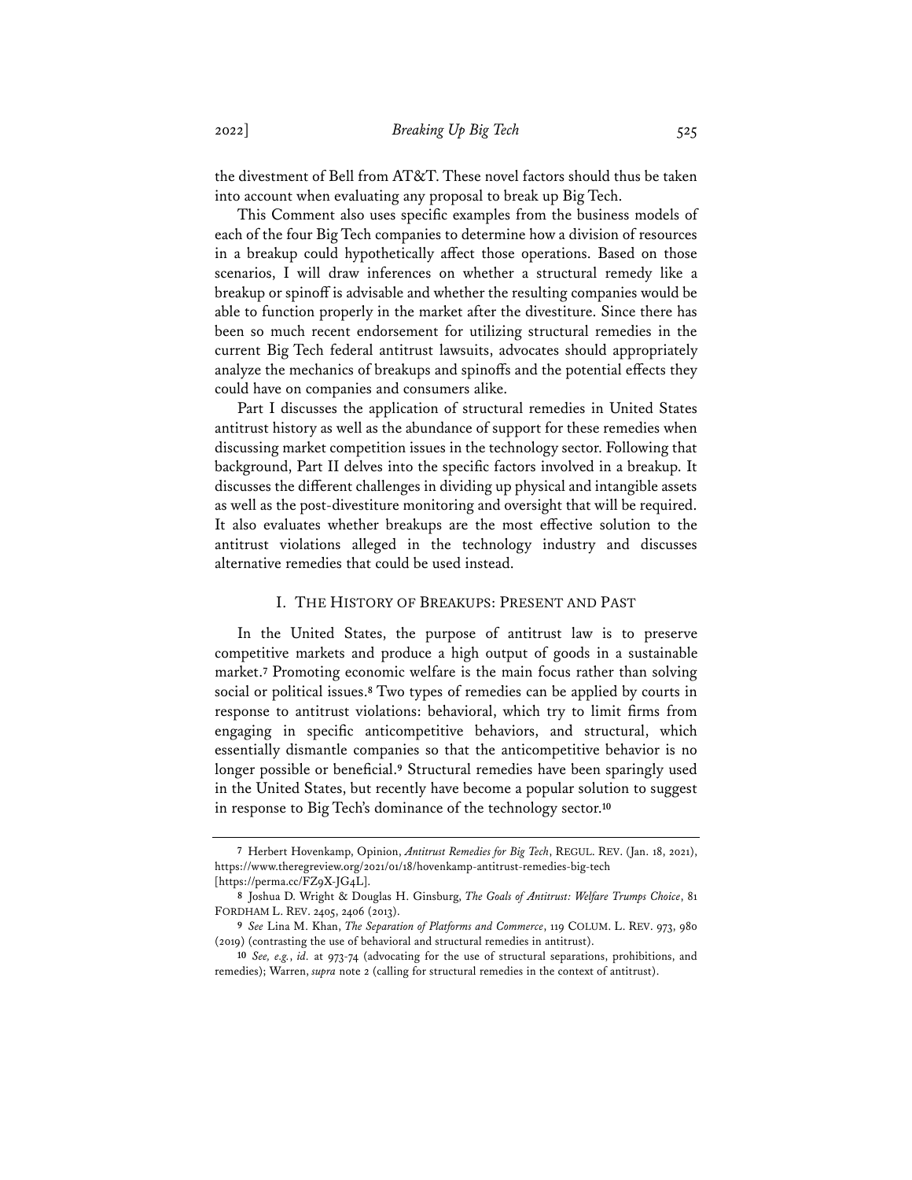the divestment of Bell from AT&T. These novel factors should thus be taken into account when evaluating any proposal to break up Big Tech.

This Comment also uses specific examples from the business models of each of the four Big Tech companies to determine how a division of resources in a breakup could hypothetically affect those operations. Based on those scenarios, I will draw inferences on whether a structural remedy like a breakup or spinoff is advisable and whether the resulting companies would be able to function properly in the market after the divestiture. Since there has been so much recent endorsement for utilizing structural remedies in the current Big Tech federal antitrust lawsuits, advocates should appropriately analyze the mechanics of breakups and spinoffs and the potential effects they could have on companies and consumers alike.

Part I discusses the application of structural remedies in United States antitrust history as well as the abundance of support for these remedies when discussing market competition issues in the technology sector. Following that background, Part II delves into the specific factors involved in a breakup. It discusses the different challenges in dividing up physical and intangible assets as well as the post-divestiture monitoring and oversight that will be required. It also evaluates whether breakups are the most effective solution to the antitrust violations alleged in the technology industry and discusses alternative remedies that could be used instead.

## I. THE HISTORY OF BREAKUPS: PRESENT AND PAST

In the United States, the purpose of antitrust law is to preserve competitive markets and produce a high output of goods in a sustainable market.[7] Promoting economic welfare is the main focus rather than solving social or political issues.[8] Two types of remedies can be applied by courts in response to antitrust violations: behavioral, which try to limit firms from engaging in specific anticompetitive behaviors, and structural, which essentially dismantle companies so that the anticompetitive behavior is no longer possible or beneficial.[9] Structural remedies have been sparingly used in the United States, but recently have become a popular solution to suggest in response to Big Tech's dominance of the technology sector.[10]

---

[7] Herbert Hovenkamp, Opinion, *Antitrust Remedies for Big Tech*, REGUL. REV. (Jan. 18, 2021), https://www.theregreview.org/2021/01/18/hovenkamp-antitrust-remedies-big-tech [https://perma.cc/FZ9X-JG4L].

[8] Joshua D. Wright & Douglas H. Ginsburg, *The Goals of Antitrust: Welfare Trumps Choice*, 81 FORDHAM L. REV. 2405, 2406 (2013).

[9] *See* Lina M. Khan, *The Separation of Platforms and Commerce*, 119 COLUM. L. REV. 973, 980 (2019) (contrasting the use of behavioral and structural remedies in antitrust).

[10] *See, e.g.*, *id.* at 973-74 (advocating for the use of structural separations, prohibitions, and remedies); Warren, *supra* note 2 (calling for structural remedies in the context of antitrust).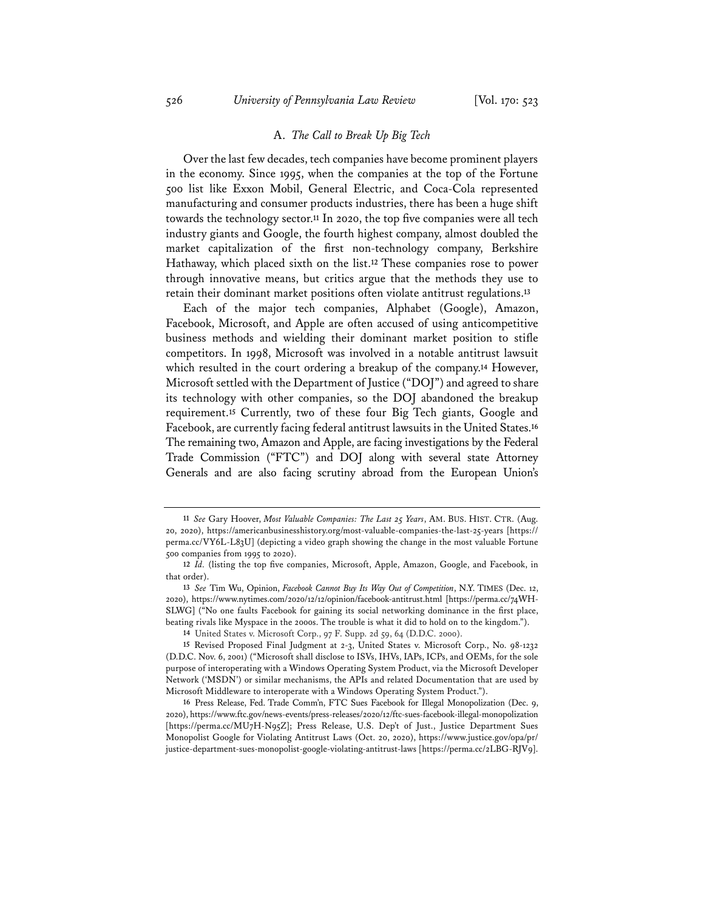### A. *The Call to Break Up Big Tech*

Over the last few decades, tech companies have become prominent players in the economy. Since 1995, when the companies at the top of the Fortune 500 list like Exxon Mobil, General Electric, and Coca-Cola represented manufacturing and consumer products industries, there has been a huge shift towards the technology sector.[11] In 2020, the top five companies were all tech industry giants and Google, the fourth highest company, almost doubled the market capitalization of the first non-technology company, Berkshire Hathaway, which placed sixth on the list.[12] These companies rose to power through innovative means, but critics argue that the methods they use to retain their dominant market positions often violate antitrust regulations.[13]

Each of the major tech companies, Alphabet (Google), Amazon, Facebook, Microsoft, and Apple are often accused of using anticompetitive business methods and wielding their dominant market position to stifle competitors. In 1998, Microsoft was involved in a notable antitrust lawsuit which resulted in the court ordering a breakup of the company.[14] However, Microsoft settled with the Department of Justice ("DOJ") and agreed to share its technology with other companies, so the DOJ abandoned the breakup requirement.[15] Currently, two of these four Big Tech giants, Google and Facebook, are currently facing federal antitrust lawsuits in the United States.[16] The remaining two, Amazon and Apple, are facing investigations by the Federal Trade Commission ("FTC") and DOJ along with several state Attorney Generals and are also facing scrutiny abroad from the European Union's

---

11 *See* Gary Hoover, *Most Valuable Companies: The Last 25 Years*, AM. BUS. HIST. CTR. (Aug. 20, 2020), https://americanbusinesshistory.org/most-valuable-companies-the-last-25-years [https://perma.cc/VY6L-L83U] (depicting a video graph showing the change in the most valuable Fortune 500 companies from 1995 to 2020).

12 *Id.* (listing the top five companies, Microsoft, Apple, Amazon, Google, and Facebook, in that order).

13 *See* Tim Wu, Opinion, *Facebook Cannot Buy Its Way Out of Competition*, N.Y. TIMES (Dec. 12, 2020), https://www.nytimes.com/2020/12/12/opinion/facebook-antitrust.html [https://perma.cc/74WH-SLWG] ("No one faults Facebook for gaining its social networking dominance in the first place, beating rivals like Myspace in the 2000s. The trouble is what it did to hold on to the kingdom.").

14 United States v. Microsoft Corp., 97 F. Supp. 2d 59, 64 (D.D.C. 2000).

15 Revised Proposed Final Judgment at 2-3, United States v. Microsoft Corp., No. 98-1232 (D.D.C. Nov. 6, 2001) ("Microsoft shall disclose to ISVs, IHVs, IAPs, ICPs, and OEMs, for the sole purpose of interoperating with a Windows Operating System Product, via the Microsoft Developer Network ('MSDN') or similar mechanisms, the APIs and related Documentation that are used by Microsoft Middleware to interoperate with a Windows Operating System Product.").

16 Press Release, Fed. Trade Comm'n, FTC Sues Facebook for Illegal Monopolization (Dec. 9, 2020), https://www.ftc.gov/news-events/press-releases/2020/12/ftc-sues-facebook-illegal-monopolization [https://perma.cc/MU7H-N95Z]; Press Release, U.S. Dep't of Just., Justice Department Sues Monopolist Google for Violating Antitrust Laws (Oct. 20, 2020), https://www.justice.gov/opa/pr/justice-department-sues-monopolist-google-violating-antitrust-laws [https://perma.cc/2LBG-RJV9].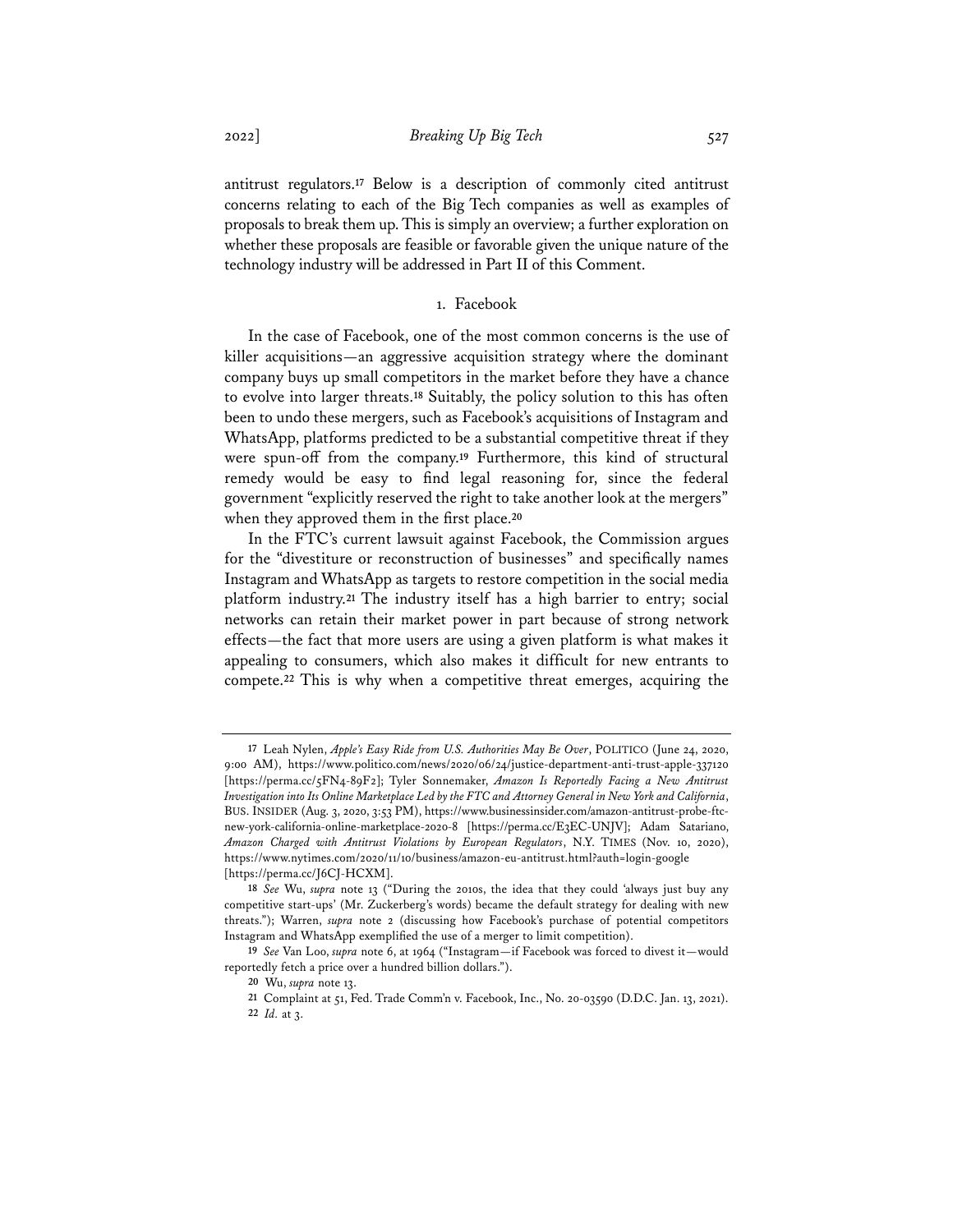antitrust regulators.[17] Below is a description of commonly cited antitrust concerns relating to each of the Big Tech companies as well as examples of proposals to break them up. This is simply an overview; a further exploration on whether these proposals are feasible or favorable given the unique nature of the technology industry will be addressed in Part II of this Comment.

### 1. Facebook

In the case of Facebook, one of the most common concerns is the use of killer acquisitions—an aggressive acquisition strategy where the dominant company buys up small competitors in the market before they have a chance to evolve into larger threats.[18] Suitably, the policy solution to this has often been to undo these mergers, such as Facebook's acquisitions of Instagram and WhatsApp, platforms predicted to be a substantial competitive threat if they were spun-off from the company.[19] Furthermore, this kind of structural remedy would be easy to find legal reasoning for, since the federal government "explicitly reserved the right to take another look at the mergers" when they approved them in the first place.[20]

In the FTC's current lawsuit against Facebook, the Commission argues for the "divestiture or reconstruction of businesses" and specifically names Instagram and WhatsApp as targets to restore competition in the social media platform industry.[21] The industry itself has a high barrier to entry; social networks can retain their market power in part because of strong network effects—the fact that more users are using a given platform is what makes it appealing to consumers, which also makes it difficult for new entrants to compete.[22] This is why when a competitive threat emerges, acquiring the

---

[17] Leah Nylen, *Apple's Easy Ride from U.S. Authorities May Be Over*, POLITICO (June 24, 2020, 9:00 AM), https://www.politico.com/news/2020/06/24/justice-department-anti-trust-apple-337120 [https://perma.cc/5FN4-89F2]; Tyler Sonnemaker, *Amazon Is Reportedly Facing a New Antitrust Investigation into Its Online Marketplace Led by the FTC and Attorney General in New York and California*, BUS. INSIDER (Aug. 3, 2020, 3:53 PM), https://www.businessinsider.com/amazon-antitrust-probe-ftc-new-york-california-online-marketplace-2020-8 [https://perma.cc/E3EC-UNJV]; Adam Satariano, *Amazon Charged with Antitrust Violations by European Regulators*, N.Y. TIMES (Nov. 10, 2020), https://www.nytimes.com/2020/11/10/business/amazon-eu-antitrust.html?auth=login-google [https://perma.cc/J6CJ-HCXM].

[18] *See* Wu, *supra* note 13 ("During the 2010s, the idea that they could 'always just buy any competitive start-ups' (Mr. Zuckerberg's words) became the default strategy for dealing with new threats."); Warren, *supra* note 2 (discussing how Facebook's purchase of potential competitors Instagram and WhatsApp exemplified the use of a merger to limit competition).

[19] *See* Van Loo, *supra* note 6, at 1964 ("Instagram—if Facebook was forced to divest it—would reportedly fetch a price over a hundred billion dollars.").

[20] Wu, *supra* note 13.

[21] Complaint at 51, Fed. Trade Comm'n v. Facebook, Inc., No. 20-03590 (D.D.C. Jan. 13, 2021).

[22] *Id.* at 3.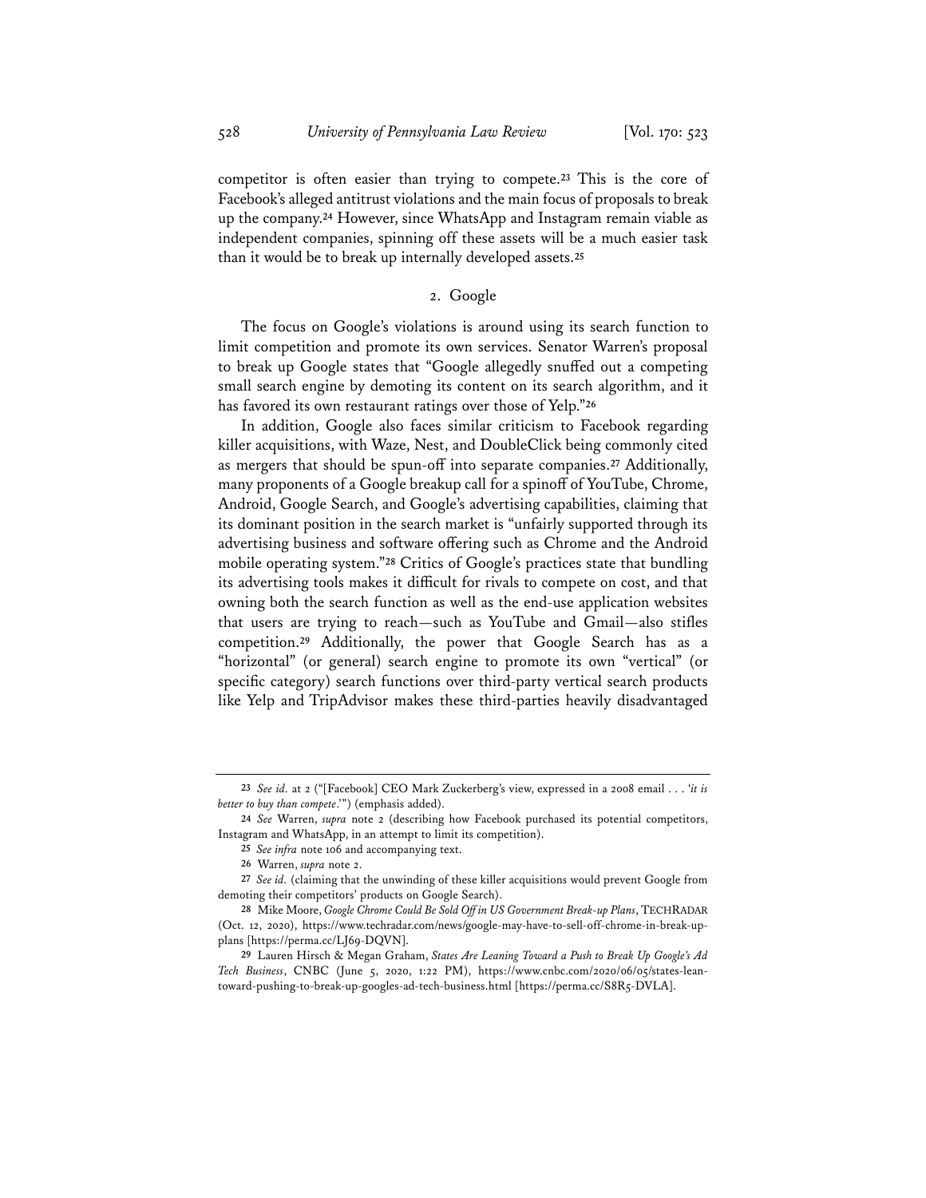competitor is often easier than trying to compete.[23] This is the core of Facebook's alleged antitrust violations and the main focus of proposals to break up the company.[24] However, since WhatsApp and Instagram remain viable as independent companies, spinning off these assets will be a much easier task than it would be to break up internally developed assets.[25]

### 2. Google

The focus on Google's violations is around using its search function to limit competition and promote its own services. Senator Warren's proposal to break up Google states that "Google allegedly snuffed out a competing small search engine by demoting its content on its search algorithm, and it has favored its own restaurant ratings over those of Yelp."[26]

In addition, Google also faces similar criticism to Facebook regarding killer acquisitions, with Waze, Nest, and DoubleClick being commonly cited as mergers that should be spun-off into separate companies.[27] Additionally, many proponents of a Google breakup call for a spinoff of YouTube, Chrome, Android, Google Search, and Google's advertising capabilities, claiming that its dominant position in the search market is "unfairly supported through its advertising business and software offering such as Chrome and the Android mobile operating system."[28] Critics of Google's practices state that bundling its advertising tools makes it difficult for rivals to compete on cost, and that owning both the search function as well as the end-use application websites that users are trying to reach—such as YouTube and Gmail—also stifles competition.[29] Additionally, the power that Google Search has as a "horizontal" (or general) search engine to promote its own "vertical" (or specific category) search functions over third-party vertical search products like Yelp and TripAdvisor makes these third-parties heavily disadvantaged

---

23 *See id.* at 2 ("[Facebook] CEO Mark Zuckerberg's view, expressed in a 2008 email . . . '*it is better to buy than compete*.'") (emphasis added).

24 *See* Warren, *supra* note 2 (describing how Facebook purchased its potential competitors, Instagram and WhatsApp, in an attempt to limit its competition).

25 *See infra* note 106 and accompanying text.

26 Warren, *supra* note 2.

27 *See id.* (claiming that the unwinding of these killer acquisitions would prevent Google from demoting their competitors' products on Google Search).

28 Mike Moore, *Google Chrome Could Be Sold Off in US Government Break-up Plans*, TECHRADAR (Oct. 12, 2020), https://www.techradar.com/news/google-may-have-to-sell-off-chrome-in-break-up-plans [https://perma.cc/LJ69-DQVN].

29 Lauren Hirsch & Megan Graham, *States Are Leaning Toward a Push to Break Up Google's Ad Tech Business*, CNBC (June 5, 2020, 1:22 PM), https://www.cnbc.com/2020/06/05/states-lean-toward-pushing-to-break-up-googles-ad-tech-business.html [https://perma.cc/S8R5-DVLA].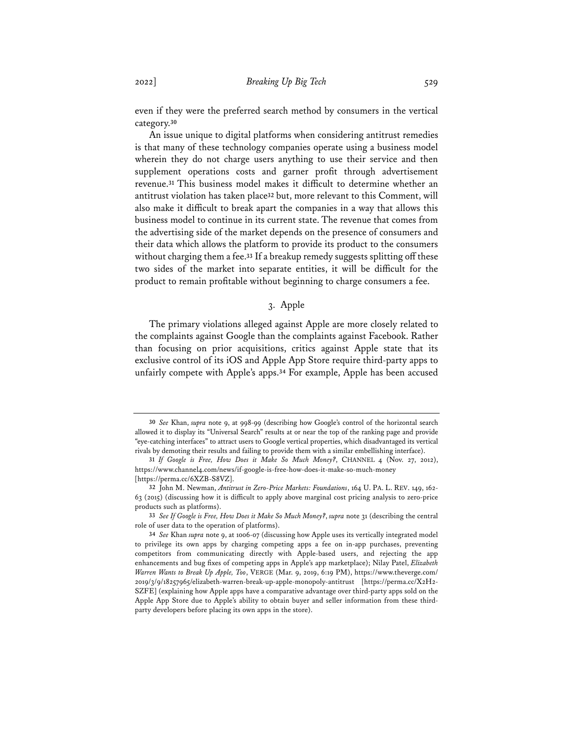even if they were the preferred search method by consumers in the vertical category.[30]

An issue unique to digital platforms when considering antitrust remedies is that many of these technology companies operate using a business model wherein they do not charge users anything to use their service and then supplement operations costs and garner profit through advertisement revenue.[31] This business model makes it difficult to determine whether an antitrust violation has taken place[32] but, more relevant to this Comment, will also make it difficult to break apart the companies in a way that allows this business model to continue in its current state. The revenue that comes from the advertising side of the market depends on the presence of consumers and their data which allows the platform to provide its product to the consumers without charging them a fee.[33] If a breakup remedy suggests splitting off these two sides of the market into separate entities, it will be difficult for the product to remain profitable without beginning to charge consumers a fee.

### 3. Apple

The primary violations alleged against Apple are more closely related to the complaints against Google than the complaints against Facebook. Rather than focusing on prior acquisitions, critics against Apple state that its exclusive control of its iOS and Apple App Store require third-party apps to unfairly compete with Apple's apps.[34] For example, Apple has been accused

---

30 *See* Khan, *supra* note 9, at 998-99 (describing how Google's control of the horizontal search allowed it to display its "Universal Search" results at or near the top of the ranking page and provide "eye-catching interfaces" to attract users to Google vertical properties, which disadvantaged its vertical rivals by demoting their results and failing to provide them with a similar embellishing interface).

31 *If Google is Free, How Does it Make So Much Money?*, CHANNEL 4 (Nov. 27, 2012), https://www.channel4.com/news/if-google-is-free-how-does-it-make-so-much-money [https://perma.cc/6XZB-S8VZ].

32 John M. Newman, *Antitrust in Zero-Price Markets: Foundations*, 164 U. PA. L. REV. 149, 162-63 (2015) (discussing how it is difficult to apply above marginal cost pricing analysis to zero-price products such as platforms).

33 *See If Google is Free, How Does it Make So Much Money?*, *supra* note 31 (describing the central role of user data to the operation of platforms).

34 *See* Khan *supra* note 9, at 1006-07 (discussing how Apple uses its vertically integrated model to privilege its own apps by charging competing apps a fee on in-app purchases, preventing competitors from communicating directly with Apple-based users, and rejecting the app enhancements and bug fixes of competing apps in Apple's app marketplace); Nilay Patel, *Elizabeth Warren Wants to Break Up Apple, Too*, VERGE (Mar. 9, 2019, 6:19 PM), https://www.theverge.com/2019/3/9/18257965/elizabeth-warren-break-up-apple-monopoly-antitrust [https://perma.cc/X2H2-SZFE] (explaining how Apple apps have a comparative advantage over third-party apps sold on the Apple App Store due to Apple's ability to obtain buyer and seller information from these third-party developers before placing its own apps in the store).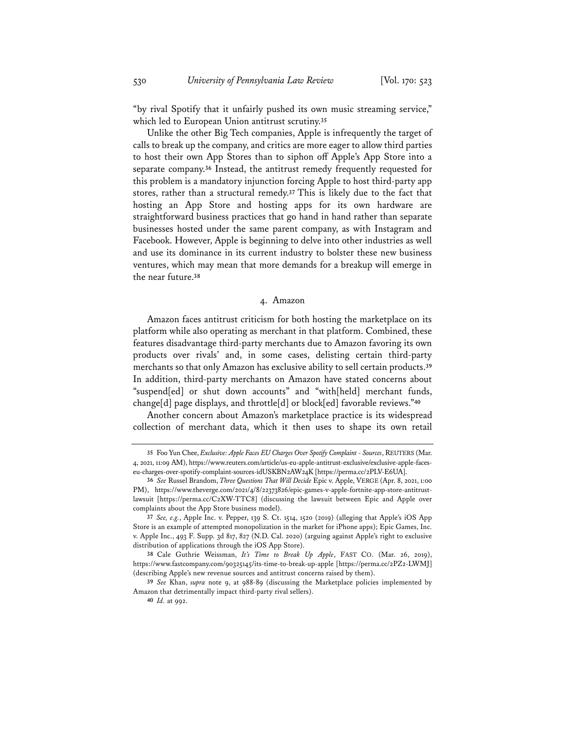"by rival Spotify that it unfairly pushed its own music streaming service," which led to European Union antitrust scrutiny.[35]

Unlike the other Big Tech companies, Apple is infrequently the target of calls to break up the company, and critics are more eager to allow third parties to host their own App Stores than to siphon off Apple's App Store into a separate company.[36] Instead, the antitrust remedy frequently requested for this problem is a mandatory injunction forcing Apple to host third-party app stores, rather than a structural remedy.[37] This is likely due to the fact that hosting an App Store and hosting apps for its own hardware are straightforward business practices that go hand in hand rather than separate businesses hosted under the same parent company, as with Instagram and Facebook. However, Apple is beginning to delve into other industries as well and use its dominance in its current industry to bolster these new business ventures, which may mean that more demands for a breakup will emerge in the near future.[38]

### 4. Amazon

Amazon faces antitrust criticism for both hosting the marketplace on its platform while also operating as merchant in that platform. Combined, these features disadvantage third-party merchants due to Amazon favoring its own products over rivals' and, in some cases, delisting certain third-party merchants so that only Amazon has exclusive ability to sell certain products.[39] In addition, third-party merchants on Amazon have stated concerns about "suspend[ed] or shut down accounts" and "with[held] merchant funds, change[d] page displays, and throttle[d] or block[ed] favorable reviews."[40]

Another concern about Amazon's marketplace practice is its widespread collection of merchant data, which it then uses to shape its own retail

---

35 Foo Yun Chee, *Exclusive: Apple Faces EU Charges Over Spotify Complaint - Sources*, REUTERS (Mar. 4, 2021, 11:09 AM), https://www.reuters.com/article/us-eu-apple-antitrust-exclusive/exclusive-apple-faces-eu-charges-over-spotify-complaint-sources-idUSKBN2AW24K [https://perma.cc/2PLV-E6UA].

36 *See* Russel Brandom, *Three Questions That Will Decide* Epic v. Apple, VERGE (Apr. 8, 2021, 1:00 PM), https://www.theverge.com/2021/4/8/22373826/epic-games-v-apple-fortnite-app-store-antitrust-lawsuit [https://perma.cc/C2XW-TTC8] (discussing the lawsuit between Epic and Apple over complaints about the App Store business model).

37 *See, e.g.*, Apple Inc. v. Pepper, 139 S. Ct. 1514, 1520 (2019) (alleging that Apple's iOS App Store is an example of attempted monopolization in the market for iPhone apps); Epic Games, Inc. v. Apple Inc., 493 F. Supp. 3d 817, 827 (N.D. Cal. 2020) (arguing against Apple's right to exclusive distribution of applications through the iOS App Store).

38 Cale Guthrie Weissman, *It's Time to Break Up Apple*, FAST CO. (Mar. 26, 2019), https://www.fastcompany.com/90325145/its-time-to-break-up-apple [https://perma.cc/2PZ2-LWMJ] (describing Apple's new revenue sources and antitrust concerns raised by them).

39 *See* Khan, *supra* note 9, at 988-89 (discussing the Marketplace policies implemented by Amazon that detrimentally impact third-party rival sellers).

40 *Id.* at 992.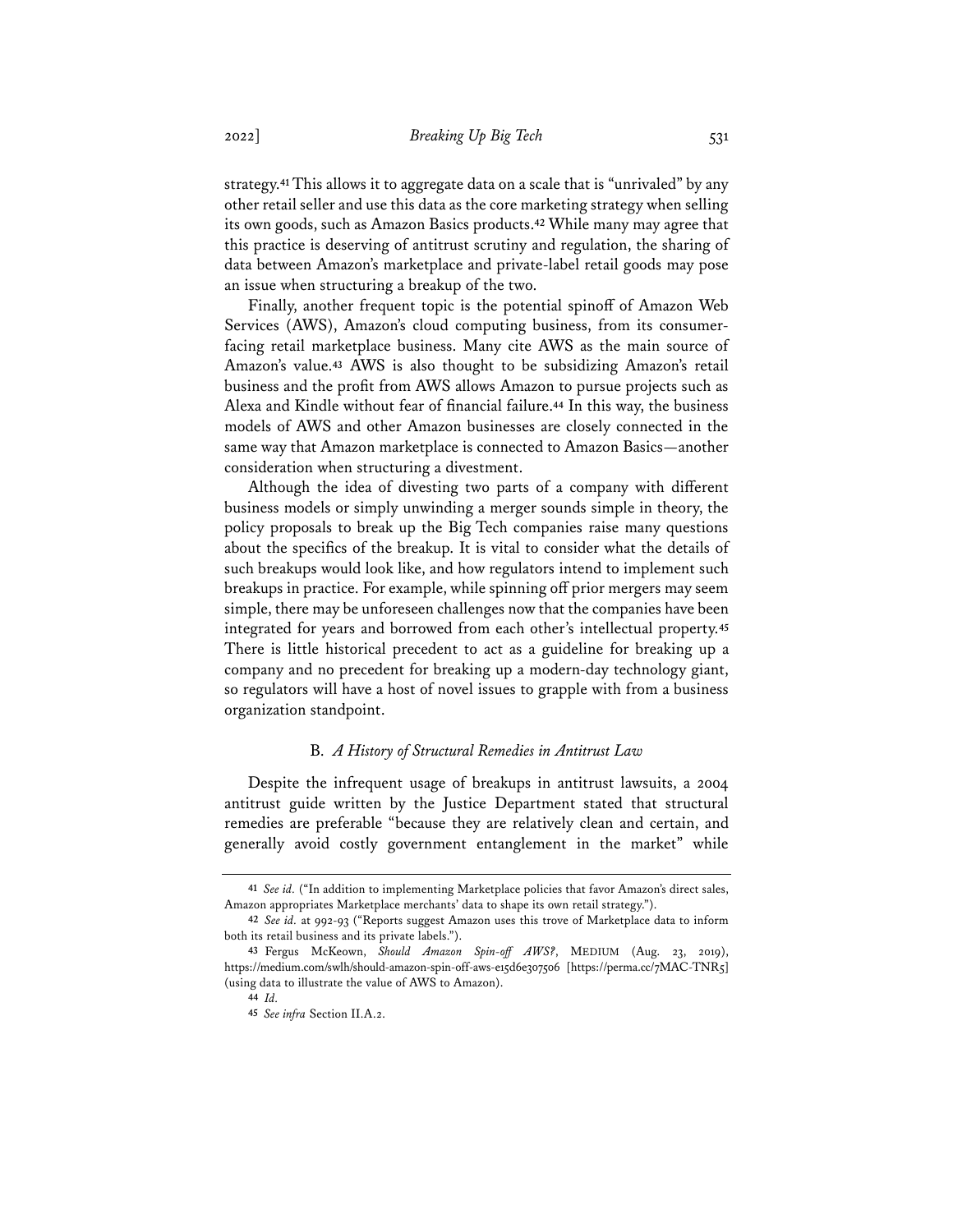strategy.[41] This allows it to aggregate data on a scale that is "unrivaled" by any other retail seller and use this data as the core marketing strategy when selling its own goods, such as Amazon Basics products.[42] While many may agree that this practice is deserving of antitrust scrutiny and regulation, the sharing of data between Amazon's marketplace and private-label retail goods may pose an issue when structuring a breakup of the two.

Finally, another frequent topic is the potential spinoff of Amazon Web Services (AWS), Amazon's cloud computing business, from its consumer-facing retail marketplace business. Many cite AWS as the main source of Amazon's value.[43] AWS is also thought to be subsidizing Amazon's retail business and the profit from AWS allows Amazon to pursue projects such as Alexa and Kindle without fear of financial failure.[44] In this way, the business models of AWS and other Amazon businesses are closely connected in the same way that Amazon marketplace is connected to Amazon Basics—another consideration when structuring a divestment.

Although the idea of divesting two parts of a company with different business models or simply unwinding a merger sounds simple in theory, the policy proposals to break up the Big Tech companies raise many questions about the specifics of the breakup. It is vital to consider what the details of such breakups would look like, and how regulators intend to implement such breakups in practice. For example, while spinning off prior mergers may seem simple, there may be unforeseen challenges now that the companies have been integrated for years and borrowed from each other's intellectual property.[45] There is little historical precedent to act as a guideline for breaking up a company and no precedent for breaking up a modern-day technology giant, so regulators will have a host of novel issues to grapple with from a business organization standpoint.

### B. *A History of Structural Remedies in Antitrust Law*

Despite the infrequent usage of breakups in antitrust lawsuits, a 2004 antitrust guide written by the Justice Department stated that structural remedies are preferable "because they are relatively clean and certain, and generally avoid costly government entanglement in the market" while

---

41 *See id.* ("In addition to implementing Marketplace policies that favor Amazon's direct sales, Amazon appropriates Marketplace merchants' data to shape its own retail strategy.").

42 *See id.* at 992-93 ("Reports suggest Amazon uses this trove of Marketplace data to inform both its retail business and its private labels.").

43 Fergus McKeown, *Should Amazon Spin-off AWS?*, MEDIUM (Aug. 23, 2019), https://medium.com/swlh/should-amazon-spin-off-aws-e15d6e307506 [https://perma.cc/7MAC-TNR5] (using data to illustrate the value of AWS to Amazon).

44 *Id.*

45 *See infra* Section II.A.2.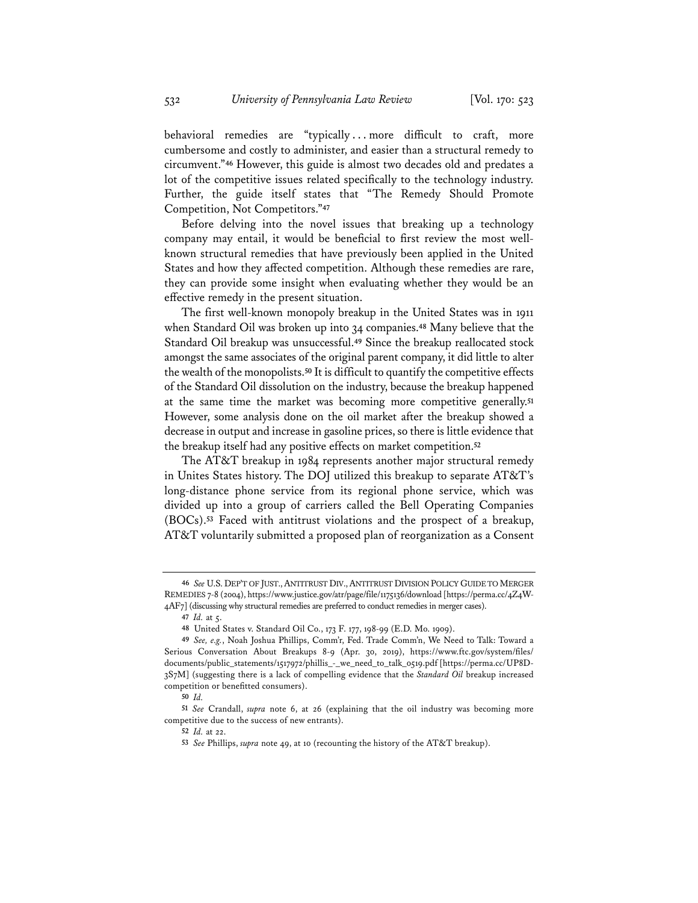behavioral remedies are "typically . . . more difficult to craft, more cumbersome and costly to administer, and easier than a structural remedy to circumvent."[46] However, this guide is almost two decades old and predates a lot of the competitive issues related specifically to the technology industry. Further, the guide itself states that "The Remedy Should Promote Competition, Not Competitors."[47]

Before delving into the novel issues that breaking up a technology company may entail, it would be beneficial to first review the most well-known structural remedies that have previously been applied in the United States and how they affected competition. Although these remedies are rare, they can provide some insight when evaluating whether they would be an effective remedy in the present situation.

The first well-known monopoly breakup in the United States was in 1911 when Standard Oil was broken up into 34 companies.[48] Many believe that the Standard Oil breakup was unsuccessful.[49] Since the breakup reallocated stock amongst the same associates of the original parent company, it did little to alter the wealth of the monopolists.[50] It is difficult to quantify the competitive effects of the Standard Oil dissolution on the industry, because the breakup happened at the same time the market was becoming more competitive generally.[51] However, some analysis done on the oil market after the breakup showed a decrease in output and increase in gasoline prices, so there is little evidence that the breakup itself had any positive effects on market competition.[52]

The AT&T breakup in 1984 represents another major structural remedy in Unites States history. The DOJ utilized this breakup to separate AT&T's long-distance phone service from its regional phone service, which was divided up into a group of carriers called the Bell Operating Companies (BOCs).[53] Faced with antitrust violations and the prospect of a breakup, AT&T voluntarily submitted a proposed plan of reorganization as a Consent

---

46 *See* U.S. DEP'T OF JUST., ANTITRUST DIV., ANTITRUST DIVISION POLICY GUIDE TO MERGER REMEDIES 7-8 (2004), https://www.justice.gov/atr/page/file/1175136/download [https://perma.cc/4Z4W-4AF7] (discussing why structural remedies are preferred to conduct remedies in merger cases).

47 *Id.* at 5.

48 United States v. Standard Oil Co., 173 F. 177, 198-99 (E.D. Mo. 1909).

49 *See, e.g.*, Noah Joshua Phillips, Comm'r, Fed. Trade Comm'n, We Need to Talk: Toward a Serious Conversation About Breakups 8-9 (Apr. 30, 2019), https://www.ftc.gov/system/files/documents/public_statements/1517972/phillis_-_we_need_to_talk_0519.pdf [https://perma.cc/UP8D-3S7M] (suggesting there is a lack of compelling evidence that the *Standard Oil* breakup increased competition or benefitted consumers).

50 *Id.*

51 *See* Crandall, *supra* note 6, at 26 (explaining that the oil industry was becoming more competitive due to the success of new entrants).

52 *Id.* at 22.

53 *See* Phillips, *supra* note 49, at 10 (recounting the history of the AT&T breakup).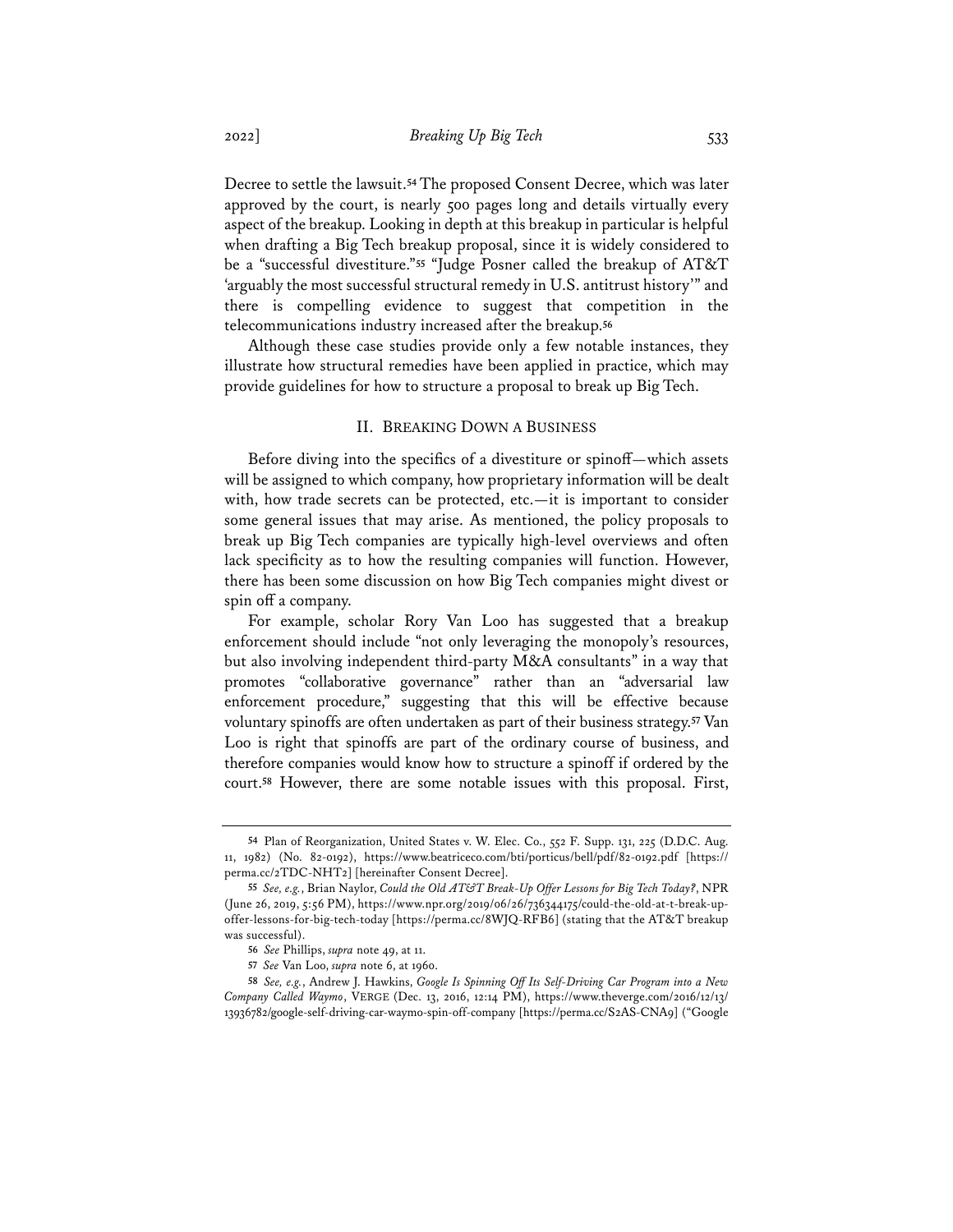Decree to settle the lawsuit.[54] The proposed Consent Decree, which was later approved by the court, is nearly 500 pages long and details virtually every aspect of the breakup. Looking in depth at this breakup in particular is helpful when drafting a Big Tech breakup proposal, since it is widely considered to be a "successful divestiture."[55] "Judge Posner called the breakup of AT&T 'arguably the most successful structural remedy in U.S. antitrust history'" and there is compelling evidence to suggest that competition in the telecommunications industry increased after the breakup.[56]

Although these case studies provide only a few notable instances, they illustrate how structural remedies have been applied in practice, which may provide guidelines for how to structure a proposal to break up Big Tech.

## II. Breaking Down a Business

Before diving into the specifics of a divestiture or spinoff—which assets will be assigned to which company, how proprietary information will be dealt with, how trade secrets can be protected, etc.—it is important to consider some general issues that may arise. As mentioned, the policy proposals to break up Big Tech companies are typically high-level overviews and often lack specificity as to how the resulting companies will function. However, there has been some discussion on how Big Tech companies might divest or spin off a company.

For example, scholar Rory Van Loo has suggested that a breakup enforcement should include "not only leveraging the monopoly's resources, but also involving independent third-party M&A consultants" in a way that promotes "collaborative governance" rather than an "adversarial law enforcement procedure," suggesting that this will be effective because voluntary spinoffs are often undertaken as part of their business strategy.[57] Van Loo is right that spinoffs are part of the ordinary course of business, and therefore companies would know how to structure a spinoff if ordered by the court.[58] However, there are some notable issues with this proposal. First,

---

[54] Plan of Reorganization, United States v. W. Elec. Co., 552 F. Supp. 131, 225 (D.D.C. Aug. 11, 1982) (No. 82-0192), https://www.beatriceco.com/bti/porticus/bell/pdf/82-0192.pdf [https://perma.cc/2TDC-NHT2] [hereinafter Consent Decree].

[55] *See, e.g.*, Brian Naylor, *Could the Old AT&T Break-Up Offer Lessons for Big Tech Today?*, NPR (June 26, 2019, 5:56 PM), https://www.npr.org/2019/06/26/736344175/could-the-old-at-t-break-up-offer-lessons-for-big-tech-today [https://perma.cc/8WJQ-RFB6] (stating that the AT&T breakup was successful).

[56] *See* Phillips, *supra* note 49, at 11.

[57] *See* Van Loo, *supra* note 6, at 1960.

[58] *See, e.g.*, Andrew J. Hawkins, *Google Is Spinning Off Its Self-Driving Car Program into a New Company Called Waymo*, VERGE (Dec. 13, 2016, 12:14 PM), https://www.theverge.com/2016/12/13/13936782/google-self-driving-car-waymo-spin-off-company [https://perma.cc/S2AS-CNA9] ("Google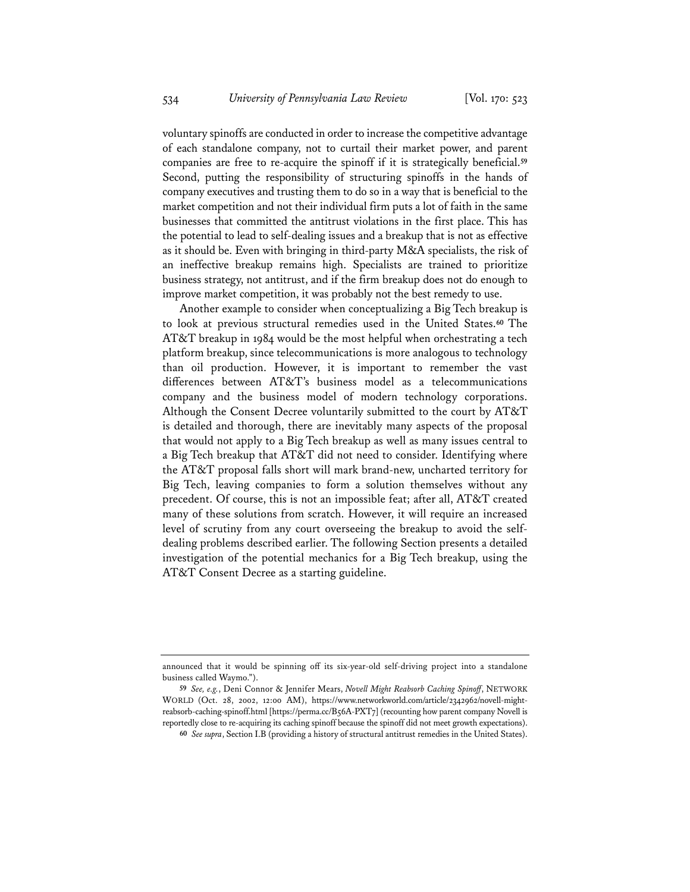voluntary spinoffs are conducted in order to increase the competitive advantage of each standalone company, not to curtail their market power, and parent companies are free to re-acquire the spinoff if it is strategically beneficial.[59] Second, putting the responsibility of structuring spinoffs in the hands of company executives and trusting them to do so in a way that is beneficial to the market competition and not their individual firm puts a lot of faith in the same businesses that committed the antitrust violations in the first place. This has the potential to lead to self-dealing issues and a breakup that is not as effective as it should be. Even with bringing in third-party M&A specialists, the risk of an ineffective breakup remains high. Specialists are trained to prioritize business strategy, not antitrust, and if the firm breakup does not do enough to improve market competition, it was probably not the best remedy to use.

Another example to consider when conceptualizing a Big Tech breakup is to look at previous structural remedies used in the United States.[60] The AT&T breakup in 1984 would be the most helpful when orchestrating a tech platform breakup, since telecommunications is more analogous to technology than oil production. However, it is important to remember the vast differences between AT&T's business model as a telecommunications company and the business model of modern technology corporations. Although the Consent Decree voluntarily submitted to the court by AT&T is detailed and thorough, there are inevitably many aspects of the proposal that would not apply to a Big Tech breakup as well as many issues central to a Big Tech breakup that AT&T did not need to consider. Identifying where the AT&T proposal falls short will mark brand-new, uncharted territory for Big Tech, leaving companies to form a solution themselves without any precedent. Of course, this is not an impossible feat; after all, AT&T created many of these solutions from scratch. However, it will require an increased level of scrutiny from any court overseeing the breakup to avoid the self-dealing problems described earlier. The following Section presents a detailed investigation of the potential mechanics for a Big Tech breakup, using the AT&T Consent Decree as a starting guideline.

---

announced that it would be spinning off its six-year-old self-driving project into a standalone business called Waymo.").

[59] *See, e.g.*, Deni Connor & Jennifer Mears, *Novell Might Reabsorb Caching Spinoff*, NETWORK WORLD (Oct. 28, 2002, 12:00 AM), https://www.networkworld.com/article/2342962/novell-might-reabsorb-caching-spinoff.html [https://perma.cc/B56A-PXT7] (recounting how parent company Novell is reportedly close to re-acquiring its caching spinoff because the spinoff did not meet growth expectations).

[60] *See supra*, Section I.B (providing a history of structural antitrust remedies in the United States).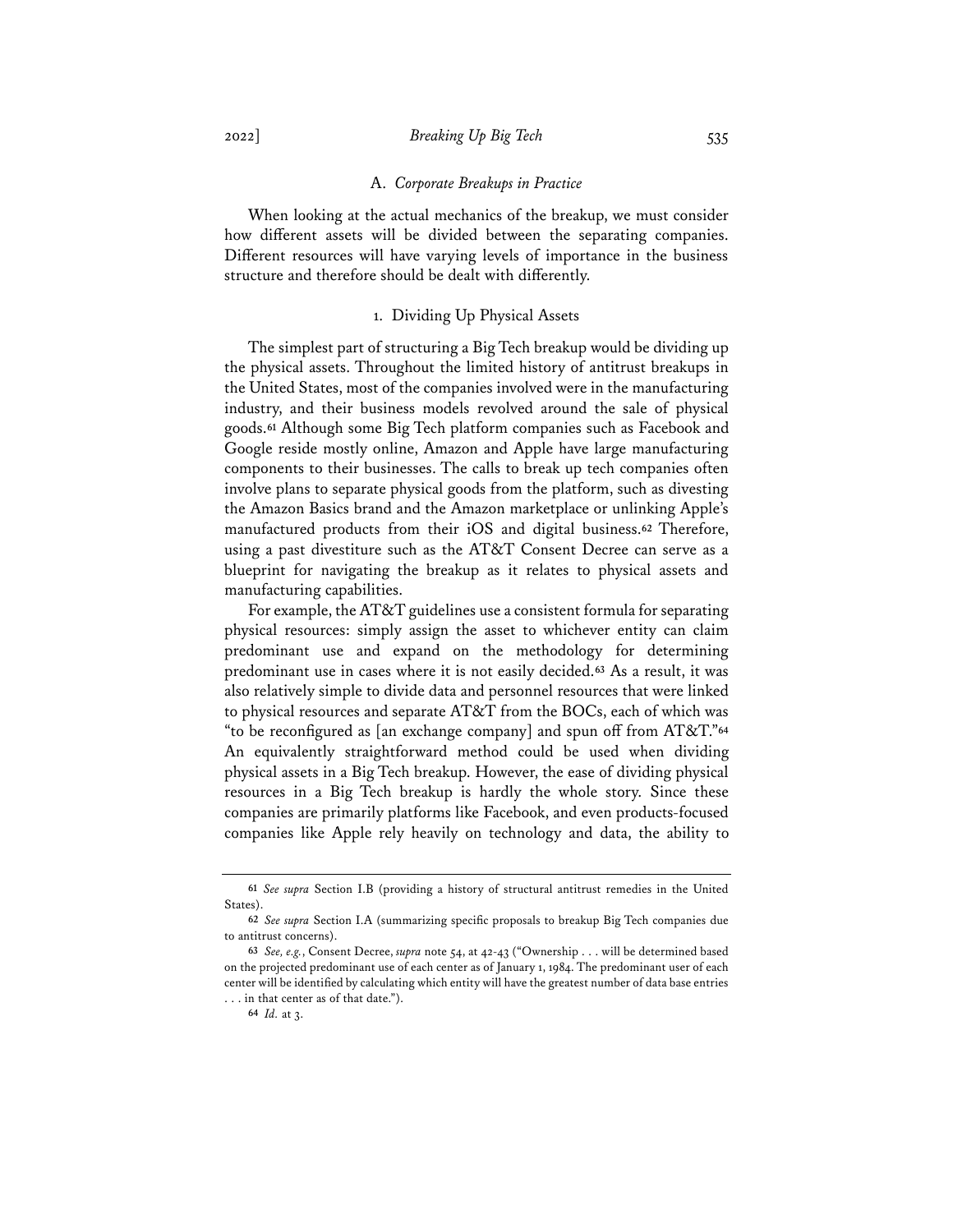### A. *Corporate Breakups in Practice*

When looking at the actual mechanics of the breakup, we must consider how different assets will be divided between the separating companies. Different resources will have varying levels of importance in the business structure and therefore should be dealt with differently.

#### 1. Dividing Up Physical Assets

The simplest part of structuring a Big Tech breakup would be dividing up the physical assets. Throughout the limited history of antitrust breakups in the United States, most of the companies involved were in the manufacturing industry, and their business models revolved around the sale of physical goods.[61] Although some Big Tech platform companies such as Facebook and Google reside mostly online, Amazon and Apple have large manufacturing components to their businesses. The calls to break up tech companies often involve plans to separate physical goods from the platform, such as divesting the Amazon Basics brand and the Amazon marketplace or unlinking Apple's manufactured products from their iOS and digital business.[62] Therefore, using a past divestiture such as the AT&T Consent Decree can serve as a blueprint for navigating the breakup as it relates to physical assets and manufacturing capabilities.

For example, the AT&T guidelines use a consistent formula for separating physical resources: simply assign the asset to whichever entity can claim predominant use and expand on the methodology for determining predominant use in cases where it is not easily decided.[63] As a result, it was also relatively simple to divide data and personnel resources that were linked to physical resources and separate AT&T from the BOCs, each of which was "to be reconfigured as [an exchange company] and spun off from AT&T."[64] An equivalently straightforward method could be used when dividing physical assets in a Big Tech breakup. However, the ease of dividing physical resources in a Big Tech breakup is hardly the whole story. Since these companies are primarily platforms like Facebook, and even products-focused companies like Apple rely heavily on technology and data, the ability to

---

[61] *See supra* Section I.B (providing a history of structural antitrust remedies in the United States).

[62] *See supra* Section I.A (summarizing specific proposals to breakup Big Tech companies due to antitrust concerns).

[63] *See, e.g.*, Consent Decree, *supra* note 54, at 42-43 ("Ownership . . . will be determined based on the projected predominant use of each center as of January 1, 1984. The predominant user of each center will be identified by calculating which entity will have the greatest number of data base entries . . . in that center as of that date.").

[64] *Id.* at 3.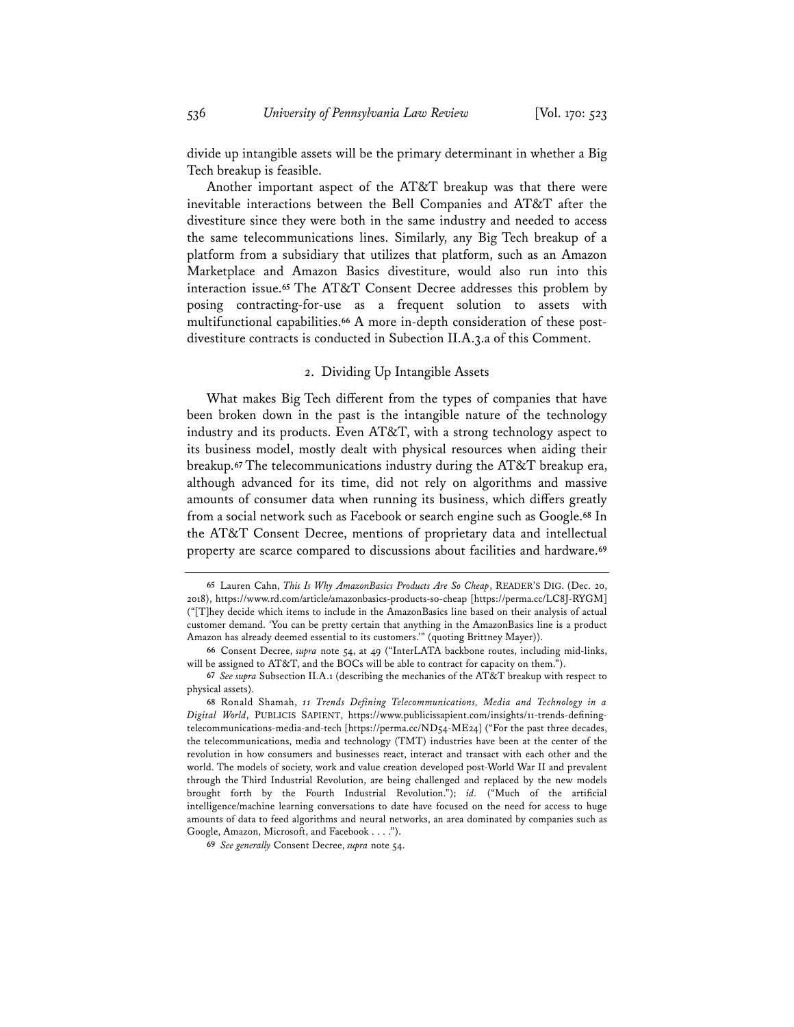divide up intangible assets will be the primary determinant in whether a Big Tech breakup is feasible.

Another important aspect of the AT&T breakup was that there were inevitable interactions between the Bell Companies and AT&T after the divestiture since they were both in the same industry and needed to access the same telecommunications lines. Similarly, any Big Tech breakup of a platform from a subsidiary that utilizes that platform, such as an Amazon Marketplace and Amazon Basics divestiture, would also run into this interaction issue.[65] The AT&T Consent Decree addresses this problem by posing contracting-for-use as a frequent solution to assets with multifunctional capabilities.[66] A more in-depth consideration of these post-divestiture contracts is conducted in Subection II.A.3.a of this Comment.

### 2. Dividing Up Intangible Assets

What makes Big Tech different from the types of companies that have been broken down in the past is the intangible nature of the technology industry and its products. Even AT&T, with a strong technology aspect to its business model, mostly dealt with physical resources when aiding their breakup.[67] The telecommunications industry during the AT&T breakup era, although advanced for its time, did not rely on algorithms and massive amounts of consumer data when running its business, which differs greatly from a social network such as Facebook or search engine such as Google.[68] In the AT&T Consent Decree, mentions of proprietary data and intellectual property are scarce compared to discussions about facilities and hardware.[69]

---

[65] Lauren Cahn, *This Is Why AmazonBasics Products Are So Cheap*, READER'S DIG. (Dec. 20, 2018), https://www.rd.com/article/amazonbasics-products-so-cheap [https://perma.cc/LC8J-RYGM] ("[T]hey decide which items to include in the AmazonBasics line based on their analysis of actual customer demand. 'You can be pretty certain that anything in the AmazonBasics line is a product Amazon has already deemed essential to its customers.'" (quoting Brittney Mayer)).

[66] Consent Decree, *supra* note 54, at 49 ("InterLATA backbone routes, including mid-links, will be assigned to AT&T, and the BOCs will be able to contract for capacity on them.").

[67] *See supra* Subsection II.A.1 (describing the mechanics of the AT&T breakup with respect to physical assets).

[68] Ronald Shamah, *11 Trends Defining Telecommunications, Media and Technology in a Digital World*, PUBLICIS SAPIENT, https://www.publicissapient.com/insights/11-trends-defining-telecommunications-media-and-tech [https://perma.cc/ND54-ME24] ("For the past three decades, the telecommunications, media and technology (TMT) industries have been at the center of the revolution in how consumers and businesses react, interact and transact with each other and the world. The models of society, work and value creation developed post-World War II and prevalent through the Third Industrial Revolution, are being challenged and replaced by the new models brought forth by the Fourth Industrial Revolution."); *id.* ("Much of the artificial intelligence/machine learning conversations to date have focused on the need for access to huge amounts of data to feed algorithms and neural networks, an area dominated by companies such as Google, Amazon, Microsoft, and Facebook . . . .").

[69] *See generally* Consent Decree, *supra* note 54.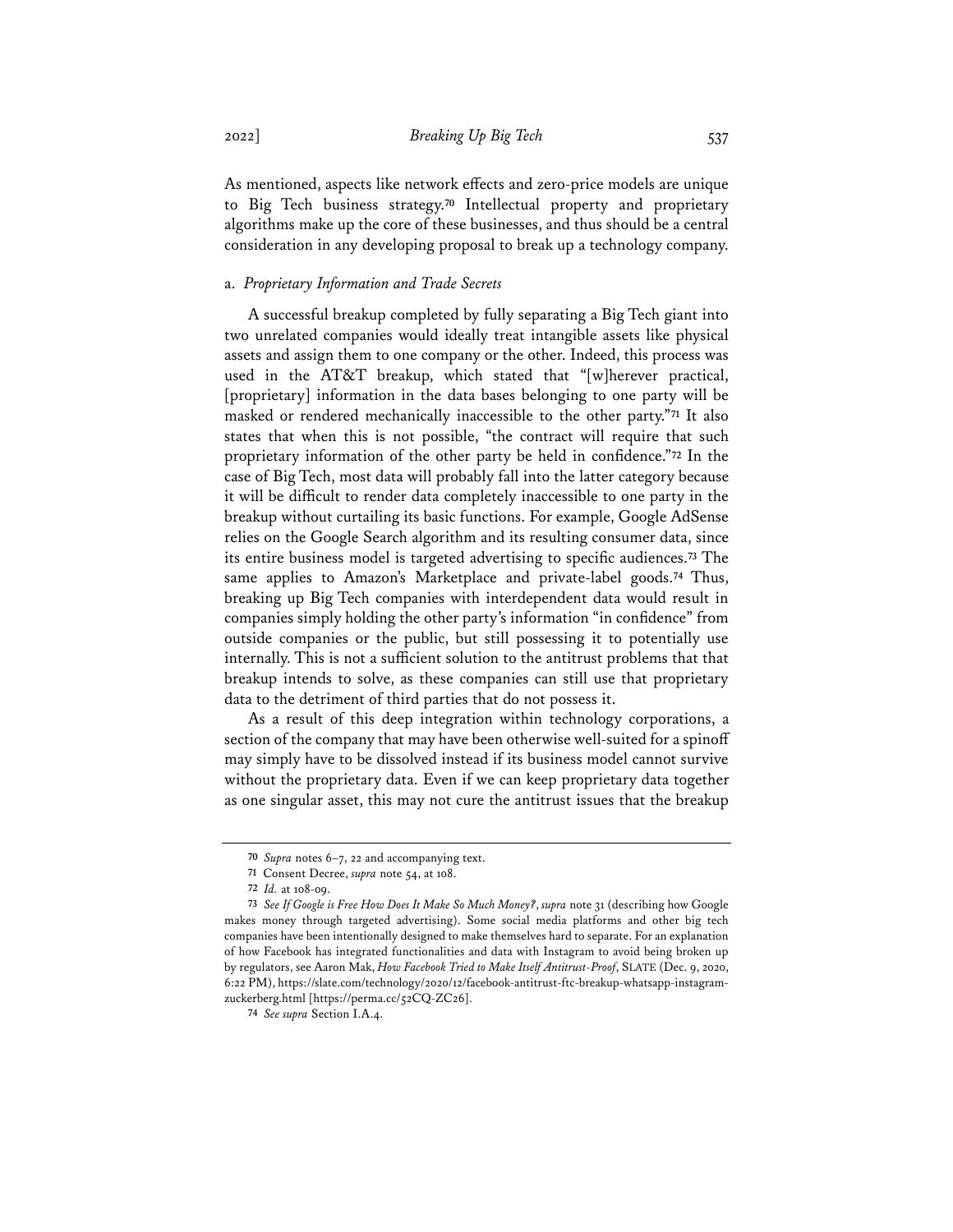As mentioned, aspects like network effects and zero-price models are unique to Big Tech business strategy.[70] Intellectual property and proprietary algorithms make up the core of these businesses, and thus should be a central consideration in any developing proposal to break up a technology company.

a. *Proprietary Information and Trade Secrets*

A successful breakup completed by fully separating a Big Tech giant into two unrelated companies would ideally treat intangible assets like physical assets and assign them to one company or the other. Indeed, this process was used in the AT&T breakup, which stated that "[w]herever practical, [proprietary] information in the data bases belonging to one party will be masked or rendered mechanically inaccessible to the other party."[71] It also states that when this is not possible, "the contract will require that such proprietary information of the other party be held in confidence."[72] In the case of Big Tech, most data will probably fall into the latter category because it will be difficult to render data completely inaccessible to one party in the breakup without curtailing its basic functions. For example, Google AdSense relies on the Google Search algorithm and its resulting consumer data, since its entire business model is targeted advertising to specific audiences.[73] The same applies to Amazon's Marketplace and private-label goods.[74] Thus, breaking up Big Tech companies with interdependent data would result in companies simply holding the other party's information "in confidence" from outside companies or the public, but still possessing it to potentially use internally. This is not a sufficient solution to the antitrust problems that that breakup intends to solve, as these companies can still use that proprietary data to the detriment of third parties that do not possess it.

As a result of this deep integration within technology corporations, a section of the company that may have been otherwise well-suited for a spinoff may simply have to be dissolved instead if its business model cannot survive without the proprietary data. Even if we can keep proprietary data together as one singular asset, this may not cure the antitrust issues that the breakup

---

70 *Supra* notes 6–7, 22 and accompanying text.

71 Consent Decree, *supra* note 54, at 108.

72 *Id.* at 108-09.

73 *See If Google is Free How Does It Make So Much Money?*, *supra* note 31 (describing how Google makes money through targeted advertising). Some social media platforms and other big tech companies have been intentionally designed to make themselves hard to separate. For an explanation of how Facebook has integrated functionalities and data with Instagram to avoid being broken up by regulators, see Aaron Mak, *How Facebook Tried to Make Itself Antitrust-Proof*, SLATE (Dec. 9, 2020, 6:22 PM), https://slate.com/technology/2020/12/facebook-antitrust-ftc-breakup-whatsapp-instagram-zuckerberg.html [https://perma.cc/52CQ-ZC26].

74 *See supra* Section I.A.4.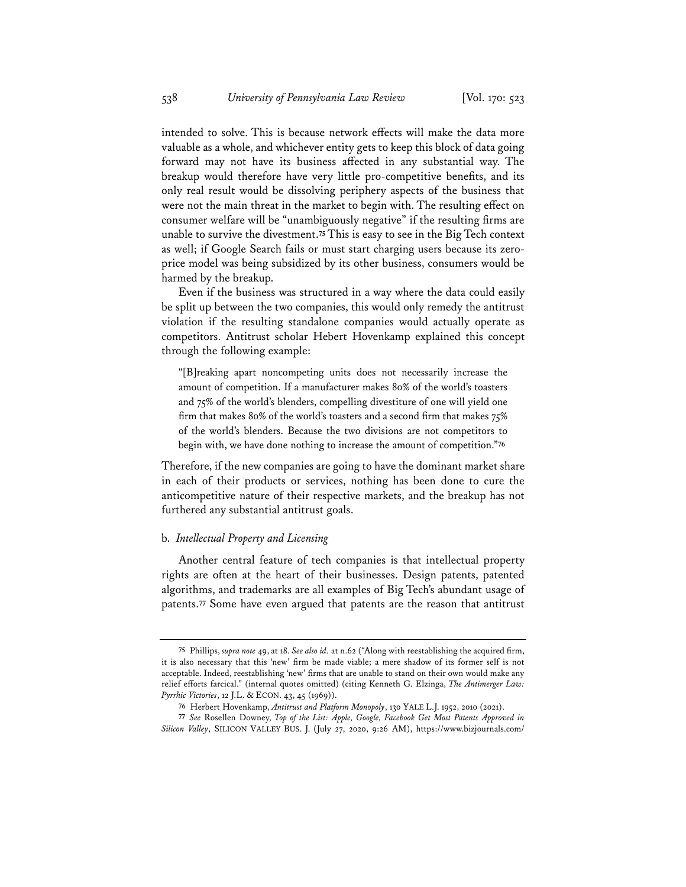intended to solve. This is because network effects will make the data more valuable as a whole, and whichever entity gets to keep this block of data going forward may not have its business affected in any substantial way. The breakup would therefore have very little pro-competitive benefits, and its only real result would be dissolving periphery aspects of the business that were not the main threat in the market to begin with. The resulting effect on consumer welfare will be "unambiguously negative" if the resulting firms are unable to survive the divestment.[75] This is easy to see in the Big Tech context as well; if Google Search fails or must start charging users because its zero-price model was being subsidized by its other business, consumers would be harmed by the breakup.

Even if the business was structured in a way where the data could easily be split up between the two companies, this would only remedy the antitrust violation if the resulting standalone companies would actually operate as competitors. Antitrust scholar Hebert Hovenkamp explained this concept through the following example:

> "[B]reaking apart noncompeting units does not necessarily increase the amount of competition. If a manufacturer makes 80% of the world's toasters and 75% of the world's blenders, compelling divestiture of one will yield one firm that makes 80% of the world's toasters and a second firm that makes 75% of the world's blenders. Because the two divisions are not competitors to begin with, we have done nothing to increase the amount of competition."[76]

Therefore, if the new companies are going to have the dominant market share in each of their products or services, nothing has been done to cure the anticompetitive nature of their respective markets, and the breakup has not furthered any substantial antitrust goals.

### b. *Intellectual Property and Licensing*

Another central feature of tech companies is that intellectual property rights are often at the heart of their businesses. Design patents, patented algorithms, and trademarks are all examples of Big Tech's abundant usage of patents.[77] Some have even argued that patents are the reason that antitrust

---

[75] Phillips, *supra note* 49, at 18. *See also id.* at n.62 ("Along with reestablishing the acquired firm, it is also necessary that this 'new' firm be made viable; a mere shadow of its former self is not acceptable. Indeed, reestablishing 'new' firms that are unable to stand on their own would make any relief efforts farcical." (internal quotes omitted) (citing Kenneth G. Elzinga, *The Antimerger Law: Pyrrhic Victories*, 12 J.L. & ECON. 43, 45 (1969)).

[76] Herbert Hovenkamp, *Antitrust and Platform Monopoly*, 130 YALE L.J. 1952, 2010 (2021).

[77] *See* Rosellen Downey, *Top of the List: Apple, Google, Facebook Get Most Patents Approved in Silicon Valley*, SILICON VALLEY BUS. J. (July 27, 2020, 9:26 AM), https://www.bizjournals.com/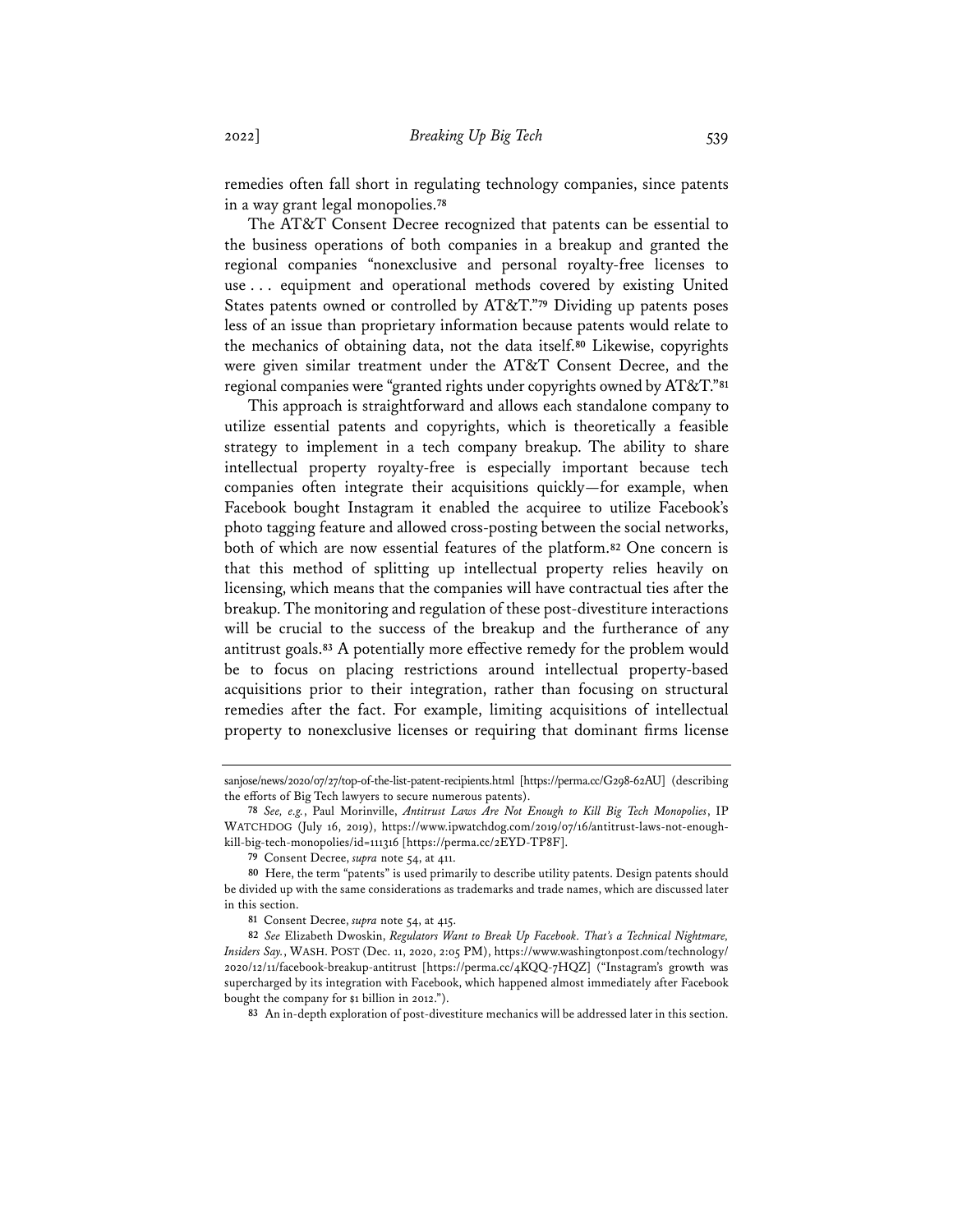remedies often fall short in regulating technology companies, since patents in a way grant legal monopolies.[78]

The AT&T Consent Decree recognized that patents can be essential to the business operations of both companies in a breakup and granted the regional companies "nonexclusive and personal royalty-free licenses to use . . . equipment and operational methods covered by existing United States patents owned or controlled by AT&T."[79] Dividing up patents poses less of an issue than proprietary information because patents would relate to the mechanics of obtaining data, not the data itself.[80] Likewise, copyrights were given similar treatment under the AT&T Consent Decree, and the regional companies were "granted rights under copyrights owned by AT&T."[81]

This approach is straightforward and allows each standalone company to utilize essential patents and copyrights, which is theoretically a feasible strategy to implement in a tech company breakup. The ability to share intellectual property royalty-free is especially important because tech companies often integrate their acquisitions quickly—for example, when Facebook bought Instagram it enabled the acquiree to utilize Facebook's photo tagging feature and allowed cross-posting between the social networks, both of which are now essential features of the platform.[82] One concern is that this method of splitting up intellectual property relies heavily on licensing, which means that the companies will have contractual ties after the breakup. The monitoring and regulation of these post-divestiture interactions will be crucial to the success of the breakup and the furtherance of any antitrust goals.[83] A potentially more effective remedy for the problem would be to focus on placing restrictions around intellectual property-based acquisitions prior to their integration, rather than focusing on structural remedies after the fact. For example, limiting acquisitions of intellectual property to nonexclusive licenses or requiring that dominant firms license

---

sanjose/news/2020/07/27/top-of-the-list-patent-recipients.html [https://perma.cc/G298-62AU] (describing the efforts of Big Tech lawyers to secure numerous patents).

78 *See, e.g.*, Paul Morinville, *Antitrust Laws Are Not Enough to Kill Big Tech Monopolies*, IP WATCHDOG (July 16, 2019), https://www.ipwatchdog.com/2019/07/16/antitrust-laws-not-enough-kill-big-tech-monopolies/id=111316 [https://perma.cc/2EYD-TP8F].

79 Consent Decree, *supra* note 54, at 411.

80 Here, the term "patents" is used primarily to describe utility patents. Design patents should be divided up with the same considerations as trademarks and trade names, which are discussed later in this section.

81 Consent Decree, *supra* note 54, at 415.

82 *See* Elizabeth Dwoskin, *Regulators Want to Break Up Facebook. That's a Technical Nightmare, Insiders Say.*, WASH. POST (Dec. 11, 2020, 2:05 PM), https://www.washingtonpost.com/technology/2020/12/11/facebook-breakup-antitrust [https://perma.cc/4KQQ-7HQZ] ("Instagram's growth was supercharged by its integration with Facebook, which happened almost immediately after Facebook bought the company for $1 billion in 2012.").

83 An in-depth exploration of post-divestiture mechanics will be addressed later in this section.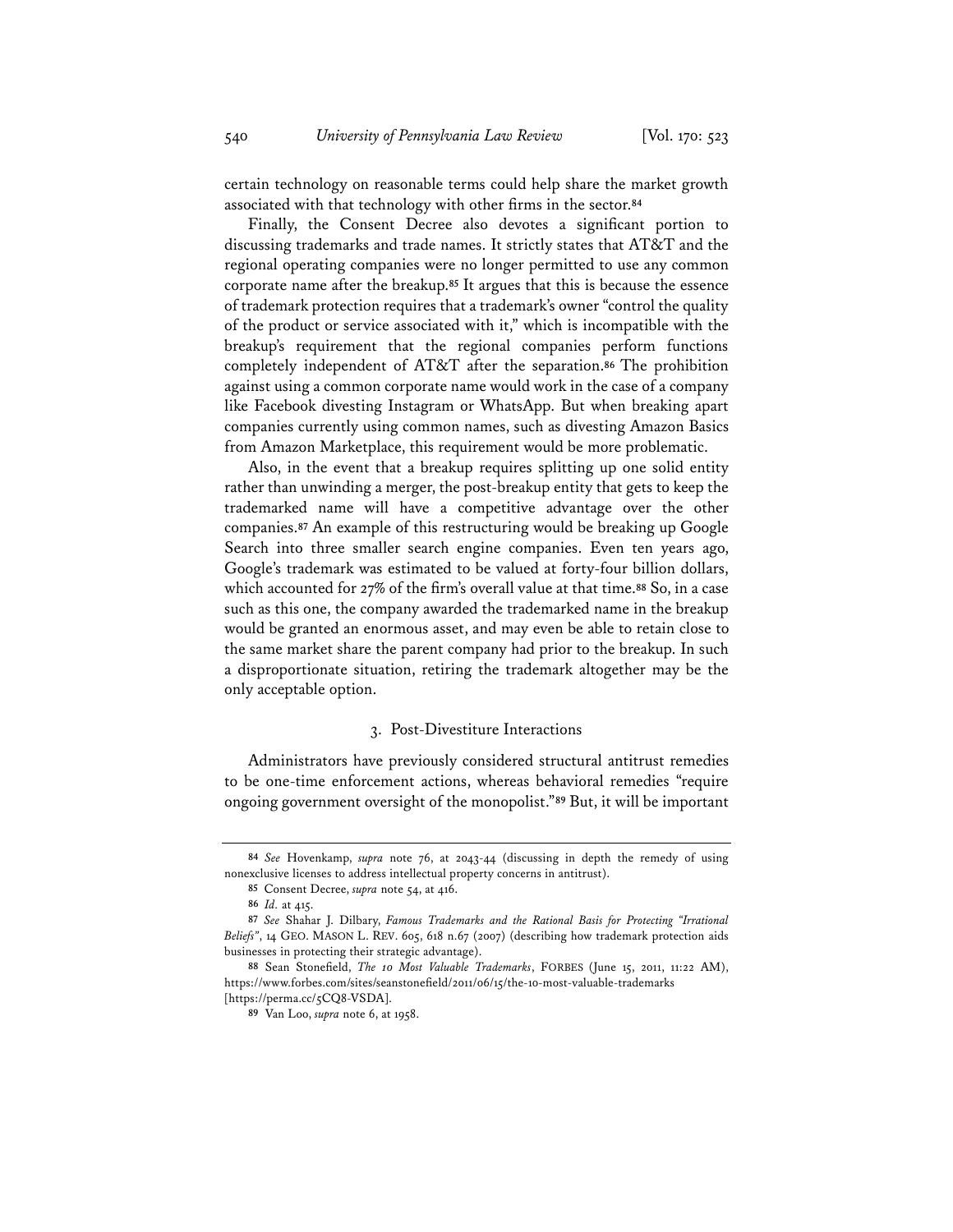certain technology on reasonable terms could help share the market growth associated with that technology with other firms in the sector.[84]

Finally, the Consent Decree also devotes a significant portion to discussing trademarks and trade names. It strictly states that AT&T and the regional operating companies were no longer permitted to use any common corporate name after the breakup.[85] It argues that this is because the essence of trademark protection requires that a trademark's owner "control the quality of the product or service associated with it," which is incompatible with the breakup's requirement that the regional companies perform functions completely independent of AT&T after the separation.[86] The prohibition against using a common corporate name would work in the case of a company like Facebook divesting Instagram or WhatsApp. But when breaking apart companies currently using common names, such as divesting Amazon Basics from Amazon Marketplace, this requirement would be more problematic.

Also, in the event that a breakup requires splitting up one solid entity rather than unwinding a merger, the post-breakup entity that gets to keep the trademarked name will have a competitive advantage over the other companies.[87] An example of this restructuring would be breaking up Google Search into three smaller search engine companies. Even ten years ago, Google's trademark was estimated to be valued at forty-four billion dollars, which accounted for 27% of the firm's overall value at that time.[88] So, in a case such as this one, the company awarded the trademarked name in the breakup would be granted an enormous asset, and may even be able to retain close to the same market share the parent company had prior to the breakup. In such a disproportionate situation, retiring the trademark altogether may be the only acceptable option.

### 3. Post-Divestiture Interactions

Administrators have previously considered structural antitrust remedies to be one-time enforcement actions, whereas behavioral remedies "require ongoing government oversight of the monopolist."[89] But, it will be important

---

[84] *See* Hovenkamp, *supra* note 76, at 2043-44 (discussing in depth the remedy of using nonexclusive licenses to address intellectual property concerns in antitrust).

[85] Consent Decree, *supra* note 54, at 416.

[86] *Id.* at 415.

[87] *See* Shahar J. Dilbary, *Famous Trademarks and the Rational Basis for Protecting "Irrational Beliefs"*, 14 GEO. MASON L. REV. 605, 618 n.67 (2007) (describing how trademark protection aids businesses in protecting their strategic advantage).

[88] Sean Stonefield, *The 10 Most Valuable Trademarks*, FORBES (June 15, 2011, 11:22 AM), https://www.forbes.com/sites/seanstonefield/2011/06/15/the-10-most-valuable-trademarks [https://perma.cc/5CQ8-VSDA].

[89] Van Loo, *supra* note 6, at 1958.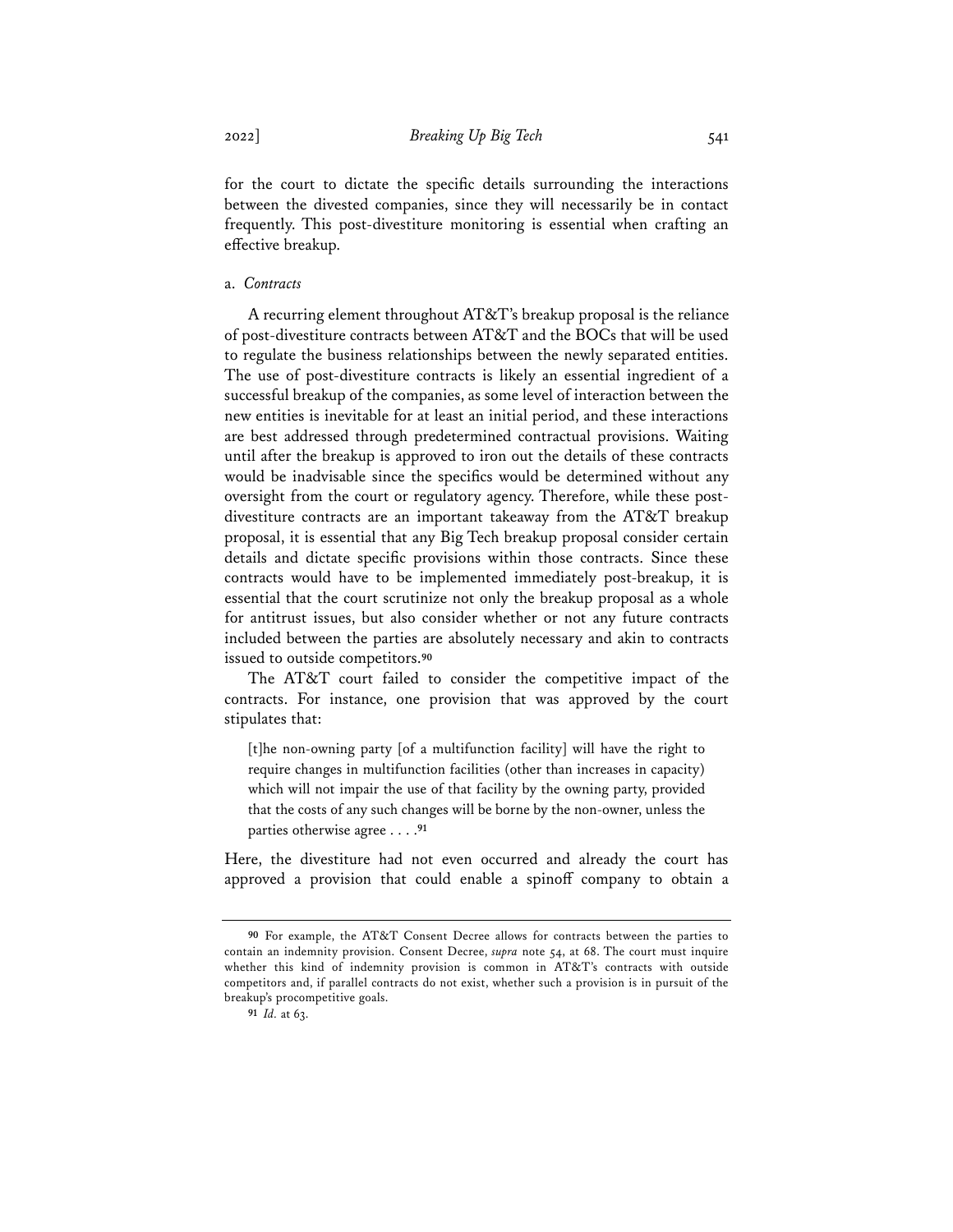for the court to dictate the specific details surrounding the interactions between the divested companies, since they will necessarily be in contact frequently. This post-divestiture monitoring is essential when crafting an effective breakup.

a. *Contracts*

A recurring element throughout AT&T's breakup proposal is the reliance of post-divestiture contracts between AT&T and the BOCs that will be used to regulate the business relationships between the newly separated entities. The use of post-divestiture contracts is likely an essential ingredient of a successful breakup of the companies, as some level of interaction between the new entities is inevitable for at least an initial period, and these interactions are best addressed through predetermined contractual provisions. Waiting until after the breakup is approved to iron out the details of these contracts would be inadvisable since the specifics would be determined without any oversight from the court or regulatory agency. Therefore, while these post-divestiture contracts are an important takeaway from the AT&T breakup proposal, it is essential that any Big Tech breakup proposal consider certain details and dictate specific provisions within those contracts. Since these contracts would have to be implemented immediately post-breakup, it is essential that the court scrutinize not only the breakup proposal as a whole for antitrust issues, but also consider whether or not any future contracts included between the parties are absolutely necessary and akin to contracts issued to outside competitors.[90]

The AT&T court failed to consider the competitive impact of the contracts. For instance, one provision that was approved by the court stipulates that:

> [t]he non-owning party [of a multifunction facility] will have the right to require changes in multifunction facilities (other than increases in capacity) which will not impair the use of that facility by the owning party, provided that the costs of any such changes will be borne by the non-owner, unless the parties otherwise agree . . . .[91]

Here, the divestiture had not even occurred and already the court has approved a provision that could enable a spinoff company to obtain a

---

[90] For example, the AT&T Consent Decree allows for contracts between the parties to contain an indemnity provision. Consent Decree, *supra* note 54, at 68. The court must inquire whether this kind of indemnity provision is common in AT&T's contracts with outside competitors and, if parallel contracts do not exist, whether such a provision is in pursuit of the breakup's procompetitive goals.

[91] *Id.* at 63.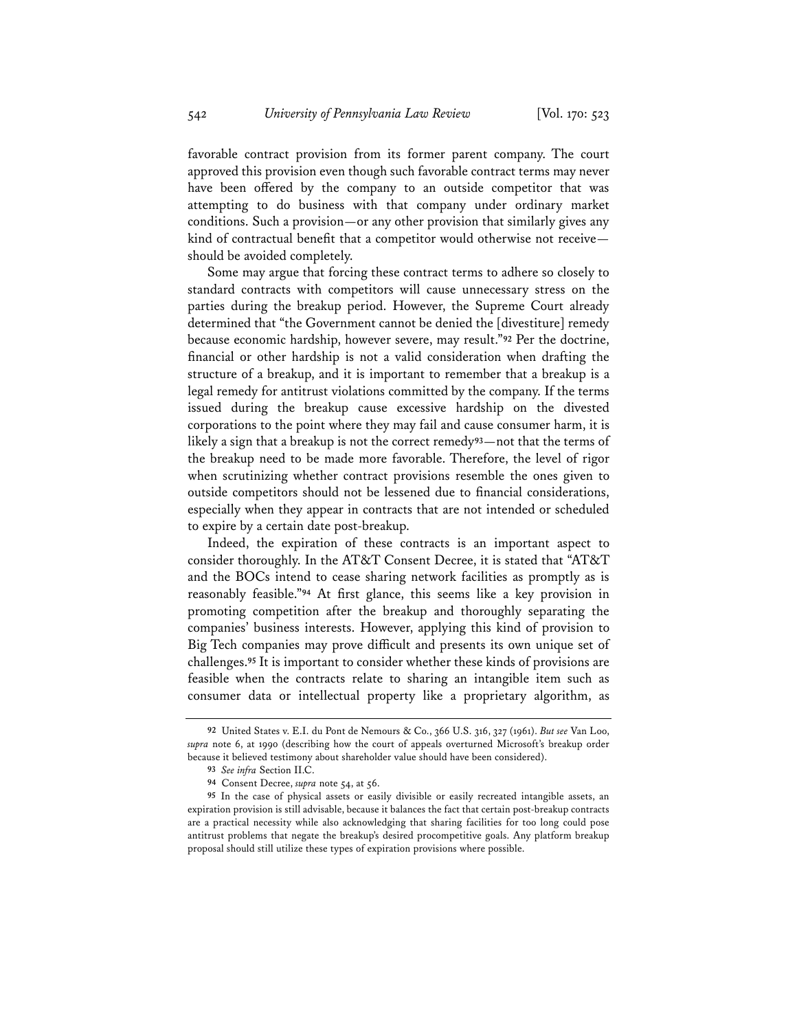favorable contract provision from its former parent company. The court approved this provision even though such favorable contract terms may never have been offered by the company to an outside competitor that was attempting to do business with that company under ordinary market conditions. Such a provision—or any other provision that similarly gives any kind of contractual benefit that a competitor would otherwise not receive—should be avoided completely.

Some may argue that forcing these contract terms to adhere so closely to standard contracts with competitors will cause unnecessary stress on the parties during the breakup period. However, the Supreme Court already determined that "the Government cannot be denied the [divestiture] remedy because economic hardship, however severe, may result."[92] Per the doctrine, financial or other hardship is not a valid consideration when drafting the structure of a breakup, and it is important to remember that a breakup is a legal remedy for antitrust violations committed by the company. If the terms issued during the breakup cause excessive hardship on the divested corporations to the point where they may fail and cause consumer harm, it is likely a sign that a breakup is not the correct remedy[93]—not that the terms of the breakup need to be made more favorable. Therefore, the level of rigor when scrutinizing whether contract provisions resemble the ones given to outside competitors should not be lessened due to financial considerations, especially when they appear in contracts that are not intended or scheduled to expire by a certain date post-breakup.

Indeed, the expiration of these contracts is an important aspect to consider thoroughly. In the AT&T Consent Decree, it is stated that "AT&T and the BOCs intend to cease sharing network facilities as promptly as is reasonably feasible."[94] At first glance, this seems like a key provision in promoting competition after the breakup and thoroughly separating the companies' business interests. However, applying this kind of provision to Big Tech companies may prove difficult and presents its own unique set of challenges.[95] It is important to consider whether these kinds of provisions are feasible when the contracts relate to sharing an intangible item such as consumer data or intellectual property like a proprietary algorithm, as

---

[92] United States v. E.I. du Pont de Nemours & Co., 366 U.S. 316, 327 (1961). *But see* Van Loo, *supra* note 6, at 1990 (describing how the court of appeals overturned Microsoft's breakup order because it believed testimony about shareholder value should have been considered).

[93] *See infra* Section II.C.

[94] Consent Decree, *supra* note 54, at 56.

[95] In the case of physical assets or easily divisible or easily recreated intangible assets, an expiration provision is still advisable, because it balances the fact that certain post-breakup contracts are a practical necessity while also acknowledging that sharing facilities for too long could pose antitrust problems that negate the breakup's desired procompetitive goals. Any platform breakup proposal should still utilize these types of expiration provisions where possible.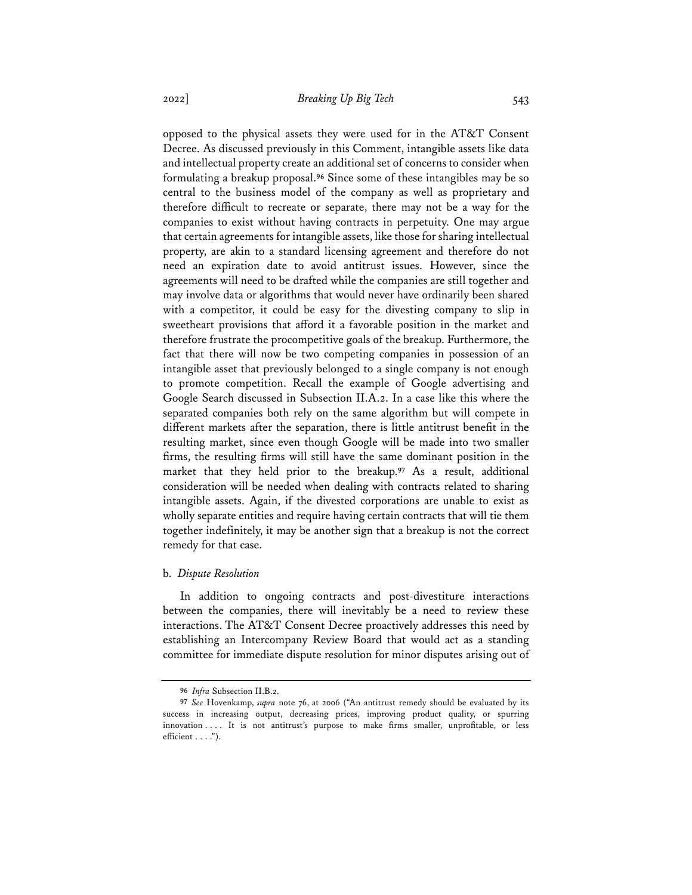opposed to the physical assets they were used for in the AT&T Consent Decree. As discussed previously in this Comment, intangible assets like data and intellectual property create an additional set of concerns to consider when formulating a breakup proposal.[96] Since some of these intangibles may be so central to the business model of the company as well as proprietary and therefore difficult to recreate or separate, there may not be a way for the companies to exist without having contracts in perpetuity. One may argue that certain agreements for intangible assets, like those for sharing intellectual property, are akin to a standard licensing agreement and therefore do not need an expiration date to avoid antitrust issues. However, since the agreements will need to be drafted while the companies are still together and may involve data or algorithms that would never have ordinarily been shared with a competitor, it could be easy for the divesting company to slip in sweetheart provisions that afford it a favorable position in the market and therefore frustrate the procompetitive goals of the breakup. Furthermore, the fact that there will now be two competing companies in possession of an intangible asset that previously belonged to a single company is not enough to promote competition. Recall the example of Google advertising and Google Search discussed in Subsection II.A.2. In a case like this where the separated companies both rely on the same algorithm but will compete in different markets after the separation, there is little antitrust benefit in the resulting market, since even though Google will be made into two smaller firms, the resulting firms will still have the same dominant position in the market that they held prior to the breakup.[97] As a result, additional consideration will be needed when dealing with contracts related to sharing intangible assets. Again, if the divested corporations are unable to exist as wholly separate entities and require having certain contracts that will tie them together indefinitely, it may be another sign that a breakup is not the correct remedy for that case.

b. *Dispute Resolution*

In addition to ongoing contracts and post-divestiture interactions between the companies, there will inevitably be a need to review these interactions. The AT&T Consent Decree proactively addresses this need by establishing an Intercompany Review Board that would act as a standing committee for immediate dispute resolution for minor disputes arising out of

---

[96] *Infra* Subsection II.B.2.

[97] *See* Hovenkamp, *supra* note 76, at 2006 ("An antitrust remedy should be evaluated by its success in increasing output, decreasing prices, improving product quality, or spurring innovation . . . . It is not antitrust's purpose to make firms smaller, unprofitable, or less efficient . . . .").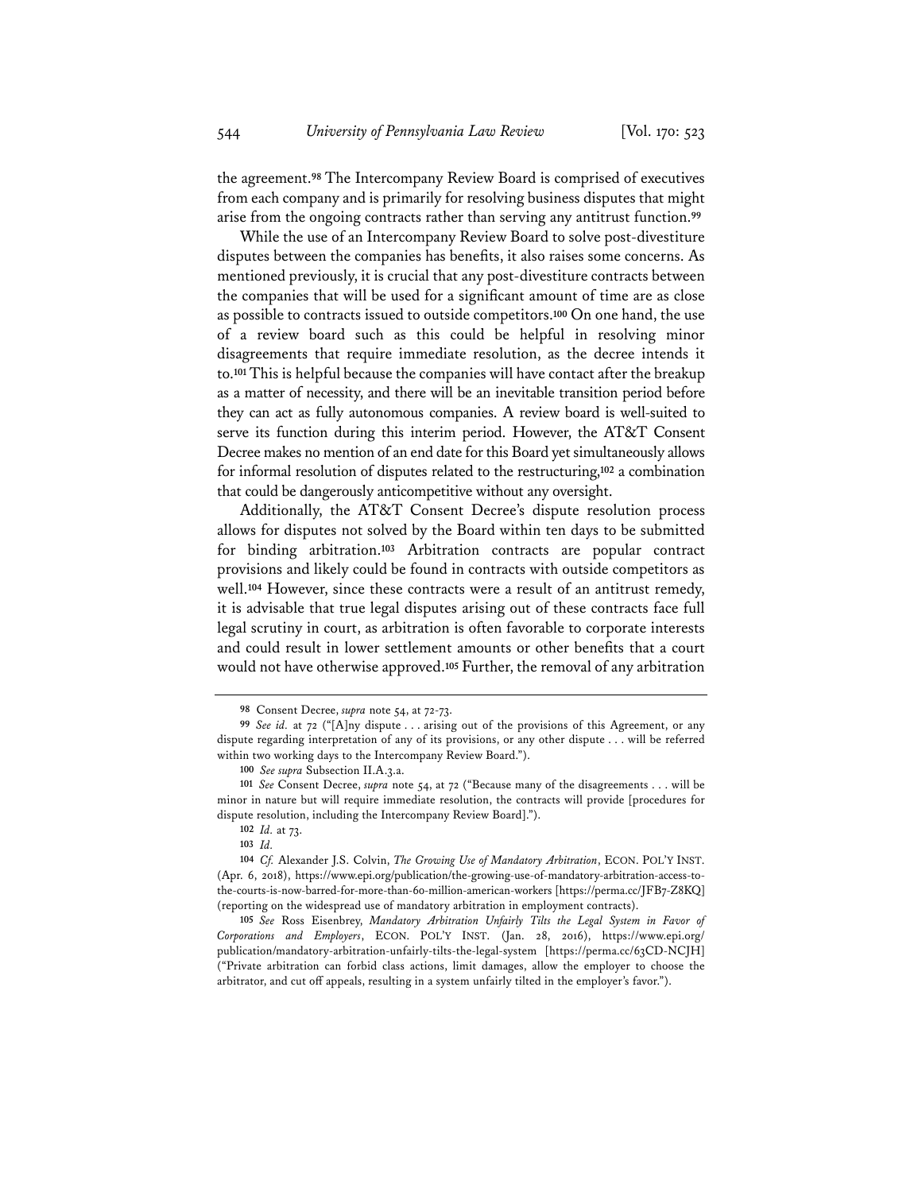the agreement.[98] The Intercompany Review Board is comprised of executives from each company and is primarily for resolving business disputes that might arise from the ongoing contracts rather than serving any antitrust function.[99]

While the use of an Intercompany Review Board to solve post-divestiture disputes between the companies has benefits, it also raises some concerns. As mentioned previously, it is crucial that any post-divestiture contracts between the companies that will be used for a significant amount of time are as close as possible to contracts issued to outside competitors.[100] On one hand, the use of a review board such as this could be helpful in resolving minor disagreements that require immediate resolution, as the decree intends it to.[101] This is helpful because the companies will have contact after the breakup as a matter of necessity, and there will be an inevitable transition period before they can act as fully autonomous companies. A review board is well-suited to serve its function during this interim period. However, the AT&T Consent Decree makes no mention of an end date for this Board yet simultaneously allows for informal resolution of disputes related to the restructuring,[102] a combination that could be dangerously anticompetitive without any oversight.

Additionally, the AT&T Consent Decree's dispute resolution process allows for disputes not solved by the Board within ten days to be submitted for binding arbitration.[103] Arbitration contracts are popular contract provisions and likely could be found in contracts with outside competitors as well.[104] However, since these contracts were a result of an antitrust remedy, it is advisable that true legal disputes arising out of these contracts face full legal scrutiny in court, as arbitration is often favorable to corporate interests and could result in lower settlement amounts or other benefits that a court would not have otherwise approved.[105] Further, the removal of any arbitration

---

[98] Consent Decree, *supra* note 54, at 72-73.

[99] *See id.* at 72 ("[A]ny dispute . . . arising out of the provisions of this Agreement, or any dispute regarding interpretation of any of its provisions, or any other dispute . . . will be referred within two working days to the Intercompany Review Board.").

[100] *See supra* Subsection II.A.3.a.

[101] *See* Consent Decree, *supra* note 54, at 72 ("Because many of the disagreements . . . will be minor in nature but will require immediate resolution, the contracts will provide [procedures for dispute resolution, including the Intercompany Review Board].").

[102] *Id.* at 73.

[103] *Id.*

[104] *Cf.* Alexander J.S. Colvin, *The Growing Use of Mandatory Arbitration*, ECON. POL'Y INST. (Apr. 6, 2018), https://www.epi.org/publication/the-growing-use-of-mandatory-arbitration-access-to-the-courts-is-now-barred-for-more-than-60-million-american-workers [https://perma.cc/JFB7-Z8KQ] (reporting on the widespread use of mandatory arbitration in employment contracts).

[105] *See* Ross Eisenbrey, *Mandatory Arbitration Unfairly Tilts the Legal System in Favor of Corporations and Employers*, ECON. POL'Y INST. (Jan. 28, 2016), https://www.epi.org/publication/mandatory-arbitration-unfairly-tilts-the-legal-system [https://perma.cc/63CD-NCJH] ("Private arbitration can forbid class actions, limit damages, allow the employer to choose the arbitrator, and cut off appeals, resulting in a system unfairly tilted in the employer's favor.").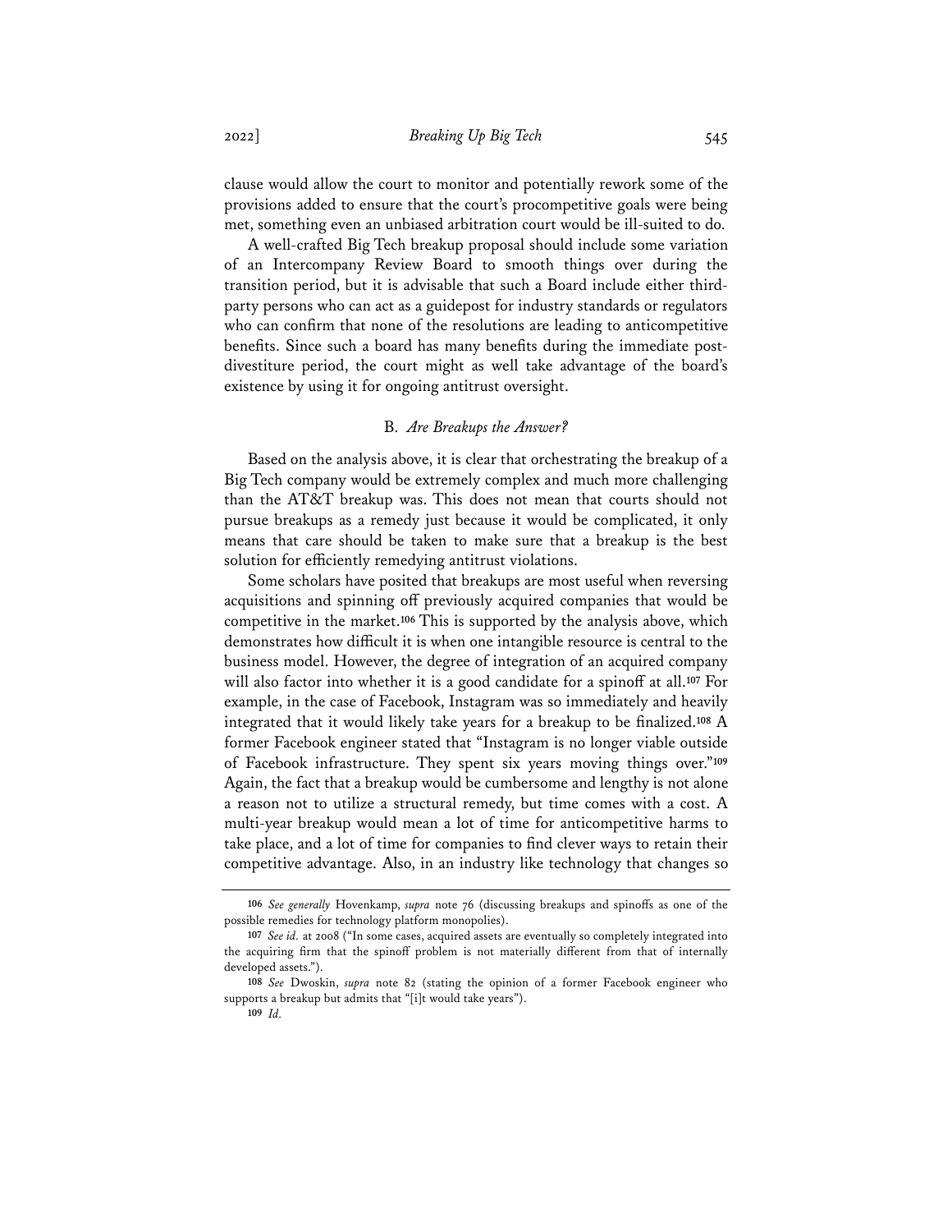clause would allow the court to monitor and potentially rework some of the provisions added to ensure that the court's procompetitive goals were being met, something even an unbiased arbitration court would be ill-suited to do.

A well-crafted Big Tech breakup proposal should include some variation of an Intercompany Review Board to smooth things over during the transition period, but it is advisable that such a Board include either third-party persons who can act as a guidepost for industry standards or regulators who can confirm that none of the resolutions are leading to anticompetitive benefits. Since such a board has many benefits during the immediate post-divestiture period, the court might as well take advantage of the board's existence by using it for ongoing antitrust oversight.

### B. *Are Breakups the Answer?*

Based on the analysis above, it is clear that orchestrating the breakup of a Big Tech company would be extremely complex and much more challenging than the AT&T breakup was. This does not mean that courts should not pursue breakups as a remedy just because it would be complicated, it only means that care should be taken to make sure that a breakup is the best solution for efficiently remedying antitrust violations.

Some scholars have posited that breakups are most useful when reversing acquisitions and spinning off previously acquired companies that would be competitive in the market.[106] This is supported by the analysis above, which demonstrates how difficult it is when one intangible resource is central to the business model. However, the degree of integration of an acquired company will also factor into whether it is a good candidate for a spinoff at all.[107] For example, in the case of Facebook, Instagram was so immediately and heavily integrated that it would likely take years for a breakup to be finalized.[108] A former Facebook engineer stated that "Instagram is no longer viable outside of Facebook infrastructure. They spent six years moving things over."[109] Again, the fact that a breakup would be cumbersome and lengthy is not alone a reason not to utilize a structural remedy, but time comes with a cost. A multi-year breakup would mean a lot of time for anticompetitive harms to take place, and a lot of time for companies to find clever ways to retain their competitive advantage. Also, in an industry like technology that changes so

---

106 *See generally* Hovenkamp, *supra* note 76 (discussing breakups and spinoffs as one of the possible remedies for technology platform monopolies).

107 *See id.* at 2008 ("In some cases, acquired assets are eventually so completely integrated into the acquiring firm that the spinoff problem is not materially different from that of internally developed assets.").

108 *See* Dwoskin, *supra* note 82 (stating the opinion of a former Facebook engineer who supports a breakup but admits that "[i]t would take years").

109 *Id.*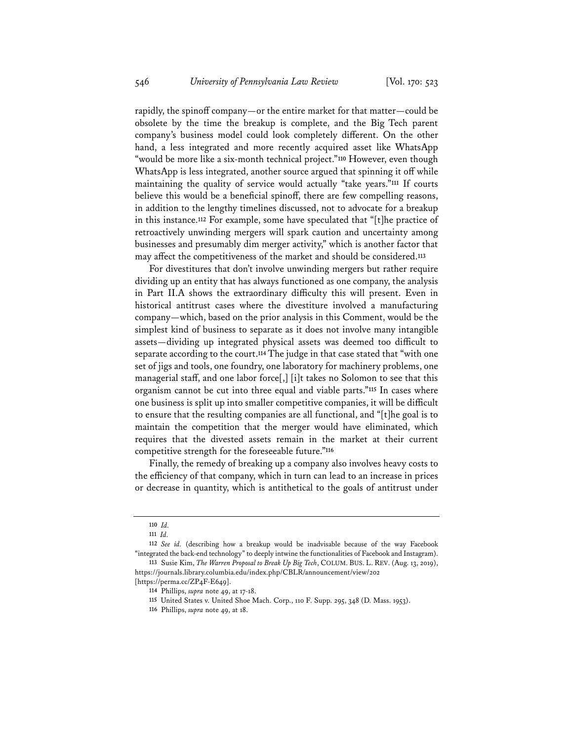rapidly, the spinoff company—or the entire market for that matter—could be obsolete by the time the breakup is complete, and the Big Tech parent company's business model could look completely different. On the other hand, a less integrated and more recently acquired asset like WhatsApp "would be more like a six-month technical project."[110] However, even though WhatsApp is less integrated, another source argued that spinning it off while maintaining the quality of service would actually "take years."[111] If courts believe this would be a beneficial spinoff, there are few compelling reasons, in addition to the lengthy timelines discussed, not to advocate for a breakup in this instance.[112] For example, some have speculated that "[t]he practice of retroactively unwinding mergers will spark caution and uncertainty among businesses and presumably dim merger activity," which is another factor that may affect the competitiveness of the market and should be considered.[113]

For divestitures that don't involve unwinding mergers but rather require dividing up an entity that has always functioned as one company, the analysis in Part II.A shows the extraordinary difficulty this will present. Even in historical antitrust cases where the divestiture involved a manufacturing company—which, based on the prior analysis in this Comment, would be the simplest kind of business to separate as it does not involve many intangible assets—dividing up integrated physical assets was deemed too difficult to separate according to the court.[114] The judge in that case stated that "with one set of jigs and tools, one foundry, one laboratory for machinery problems, one managerial staff, and one labor force[,] [i]t takes no Solomon to see that this organism cannot be cut into three equal and viable parts."[115] In cases where one business is split up into smaller competitive companies, it will be difficult to ensure that the resulting companies are all functional, and "[t]he goal is to maintain the competition that the merger would have eliminated, which requires that the divested assets remain in the market at their current competitive strength for the foreseeable future."[116]

Finally, the remedy of breaking up a company also involves heavy costs to the efficiency of that company, which in turn can lead to an increase in prices or decrease in quantity, which is antithetical to the goals of antitrust under

---

110 *Id.*

111 *Id.*

112 *See id.* (describing how a breakup would be inadvisable because of the way Facebook "integrated the back-end technology" to deeply intwine the functionalities of Facebook and Instagram).

113 Susie Kim, *The Warren Proposal to Break Up Big Tech*, COLUM. BUS. L. REV. (Aug. 13, 2019), https://journals.library.columbia.edu/index.php/CBLR/announcement/view/202 [https://perma.cc/ZP4F-E649].

114 Phillips, *supra* note 49, at 17-18.

115 United States v. United Shoe Mach. Corp., 110 F. Supp. 295, 348 (D. Mass. 1953).

116 Phillips, *supra* note 49, at 18.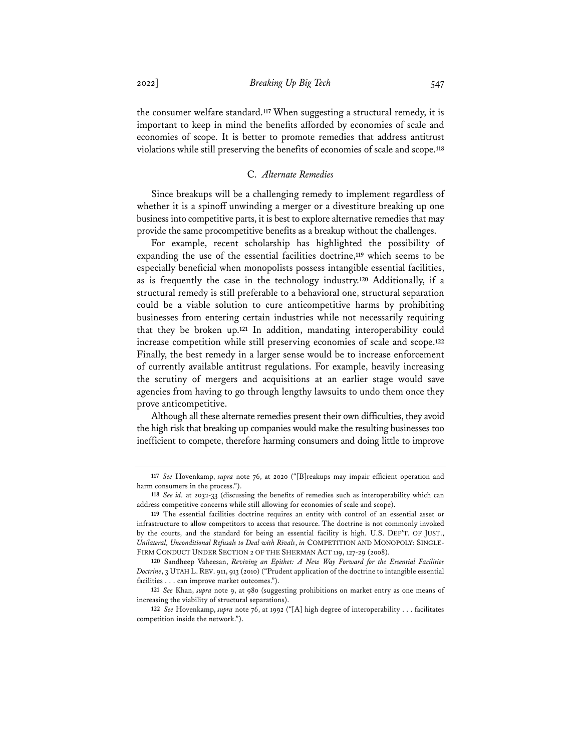the consumer welfare standard.[117] When suggesting a structural remedy, it is important to keep in mind the benefits afforded by economies of scale and economies of scope. It is better to promote remedies that address antitrust violations while still preserving the benefits of economies of scale and scope.[118]

### C. *Alternate Remedies*

Since breakups will be a challenging remedy to implement regardless of whether it is a spinoff unwinding a merger or a divestiture breaking up one business into competitive parts, it is best to explore alternative remedies that may provide the same procompetitive benefits as a breakup without the challenges.

For example, recent scholarship has highlighted the possibility of expanding the use of the essential facilities doctrine,[119] which seems to be especially beneficial when monopolists possess intangible essential facilities, as is frequently the case in the technology industry.[120] Additionally, if a structural remedy is still preferable to a behavioral one, structural separation could be a viable solution to cure anticompetitive harms by prohibiting businesses from entering certain industries while not necessarily requiring that they be broken up.[121] In addition, mandating interoperability could increase competition while still preserving economies of scale and scope.[122] Finally, the best remedy in a larger sense would be to increase enforcement of currently available antitrust regulations. For example, heavily increasing the scrutiny of mergers and acquisitions at an earlier stage would save agencies from having to go through lengthy lawsuits to undo them once they prove anticompetitive.

Although all these alternate remedies present their own difficulties, they avoid the high risk that breaking up companies would make the resulting businesses too inefficient to compete, therefore harming consumers and doing little to improve

---

117 *See* Hovenkamp, *supra* note 76, at 2020 ("[B]reakups may impair efficient operation and harm consumers in the process.").

118 *See id.* at 2032-33 (discussing the benefits of remedies such as interoperability which can address competitive concerns while still allowing for economies of scale and scope).

119 The essential facilities doctrine requires an entity with control of an essential asset or infrastructure to allow competitors to access that resource. The doctrine is not commonly invoked by the courts, and the standard for being an essential facility is high. U.S. DEP'T. OF JUST., *Unilateral, Unconditional Refusals to Deal with Rivals*, *in* COMPETITION AND MONOPOLY: SINGLE-FIRM CONDUCT UNDER SECTION 2 OF THE SHERMAN ACT 119, 127-29 (2008).

120 Sandheep Vaheesan, *Reviving an Epithet: A New Way Forward for the Essential Facilities Doctrine*, 3 UTAH L. REV. 911, 913 (2010) ("Prudent application of the doctrine to intangible essential facilities . . . can improve market outcomes.").

121 *See* Khan, *supra* note 9, at 980 (suggesting prohibitions on market entry as one means of increasing the viability of structural separations).

122 *See* Hovenkamp, *supra* note 76, at 1992 ("[A] high degree of interoperability . . . facilitates competition inside the network.").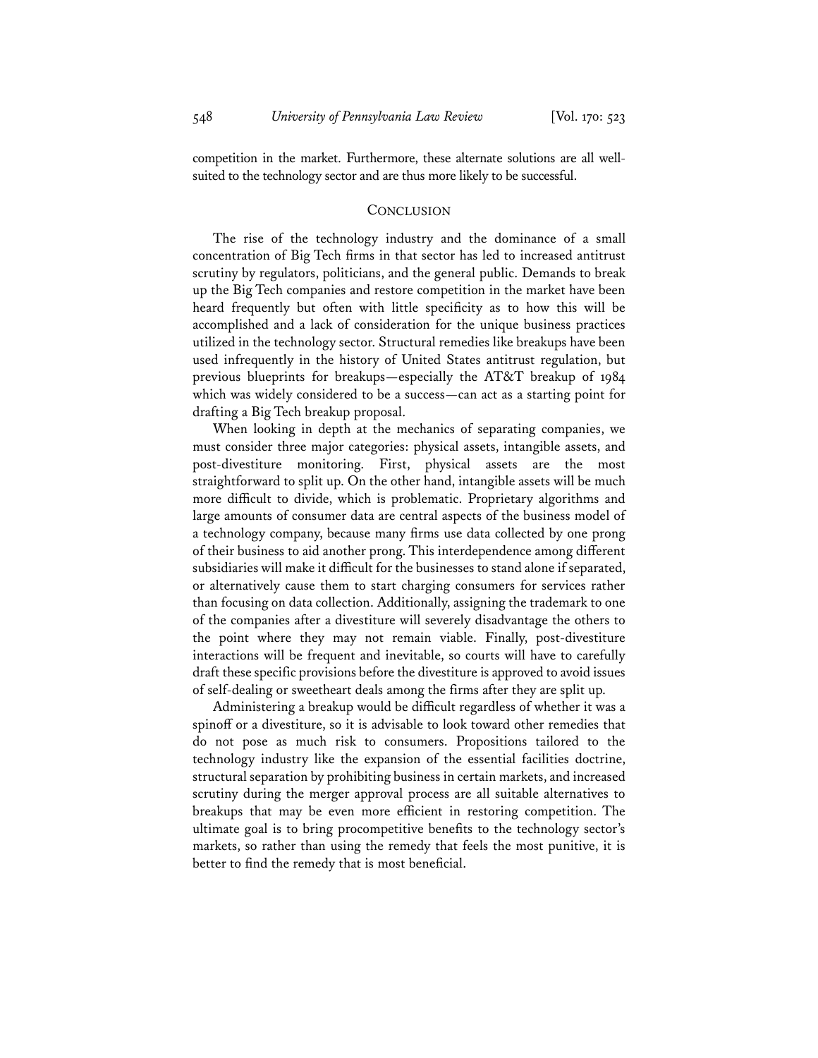competition in the market. Furthermore, these alternate solutions are all well-suited to the technology sector and are thus more likely to be successful.

## CONCLUSION

The rise of the technology industry and the dominance of a small concentration of Big Tech firms in that sector has led to increased antitrust scrutiny by regulators, politicians, and the general public. Demands to break up the Big Tech companies and restore competition in the market have been heard frequently but often with little specificity as to how this will be accomplished and a lack of consideration for the unique business practices utilized in the technology sector. Structural remedies like breakups have been used infrequently in the history of United States antitrust regulation, but previous blueprints for breakups—especially the AT&T breakup of 1984 which was widely considered to be a success—can act as a starting point for drafting a Big Tech breakup proposal.

When looking in depth at the mechanics of separating companies, we must consider three major categories: physical assets, intangible assets, and post-divestiture monitoring. First, physical assets are the most straightforward to split up. On the other hand, intangible assets will be much more difficult to divide, which is problematic. Proprietary algorithms and large amounts of consumer data are central aspects of the business model of a technology company, because many firms use data collected by one prong of their business to aid another prong. This interdependence among different subsidiaries will make it difficult for the businesses to stand alone if separated, or alternatively cause them to start charging consumers for services rather than focusing on data collection. Additionally, assigning the trademark to one of the companies after a divestiture will severely disadvantage the others to the point where they may not remain viable. Finally, post-divestiture interactions will be frequent and inevitable, so courts will have to carefully draft these specific provisions before the divestiture is approved to avoid issues of self-dealing or sweetheart deals among the firms after they are split up.

Administering a breakup would be difficult regardless of whether it was a spinoff or a divestiture, so it is advisable to look toward other remedies that do not pose as much risk to consumers. Propositions tailored to the technology industry like the expansion of the essential facilities doctrine, structural separation by prohibiting business in certain markets, and increased scrutiny during the merger approval process are all suitable alternatives to breakups that may be even more efficient in restoring competition. The ultimate goal is to bring procompetitive benefits to the technology sector's markets, so rather than using the remedy that feels the most punitive, it is better to find the remedy that is most beneficial.